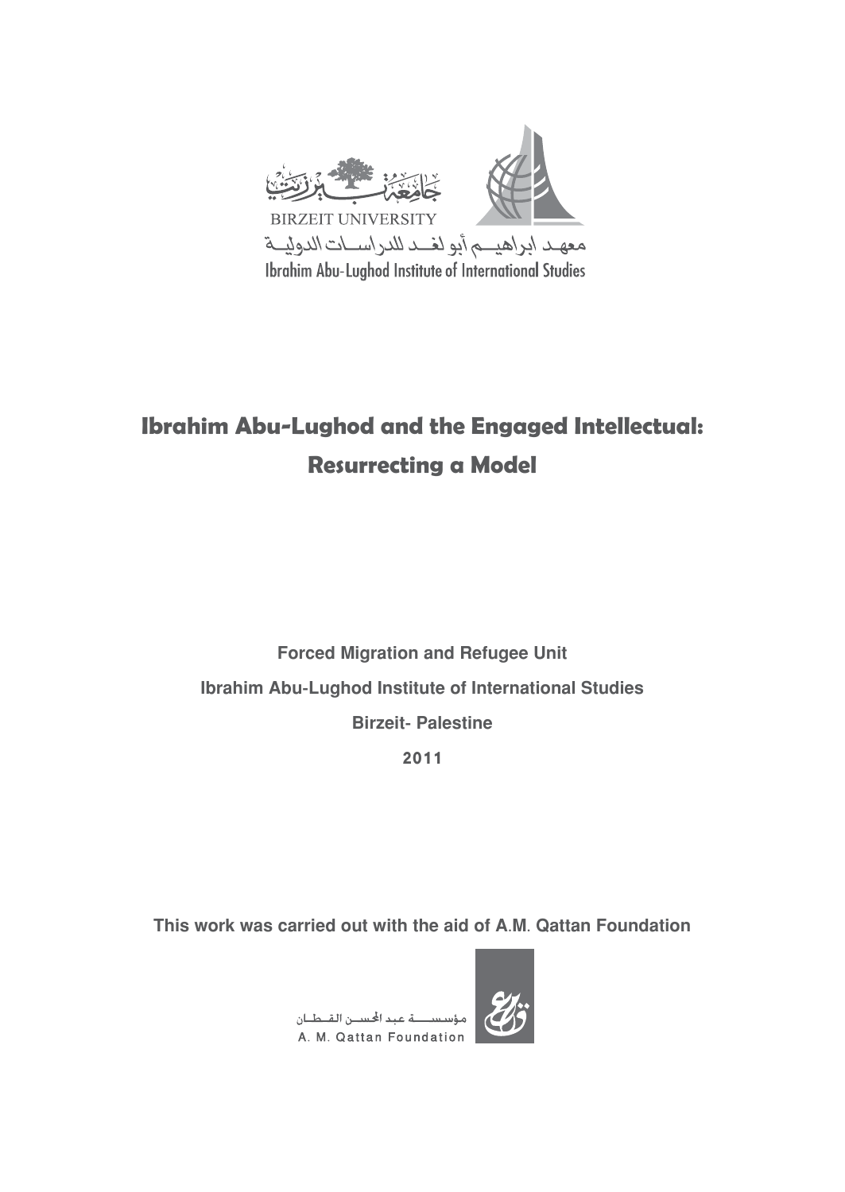جامعة بيرزيت

BIRZEIT UNIVERSITY

معهد ابراهيم أبو لغد للدراسات الدولية

Ibrahim Abu-Lughod Institute of International Studies

# Ibrahim Abu-Lughod and the Engaged Intellectual: Resurrecting a Model

**Forced Migration and Refugee Unit**

**Ibrahim Abu-Lughod Institute of International Studies**

**Birzeit- Palestine**

**2011**

**This work was carried out with the aid of A.M. Qattan Foundation**

مؤسسة عبد المحسن القطان

A. M. Qattan Foundation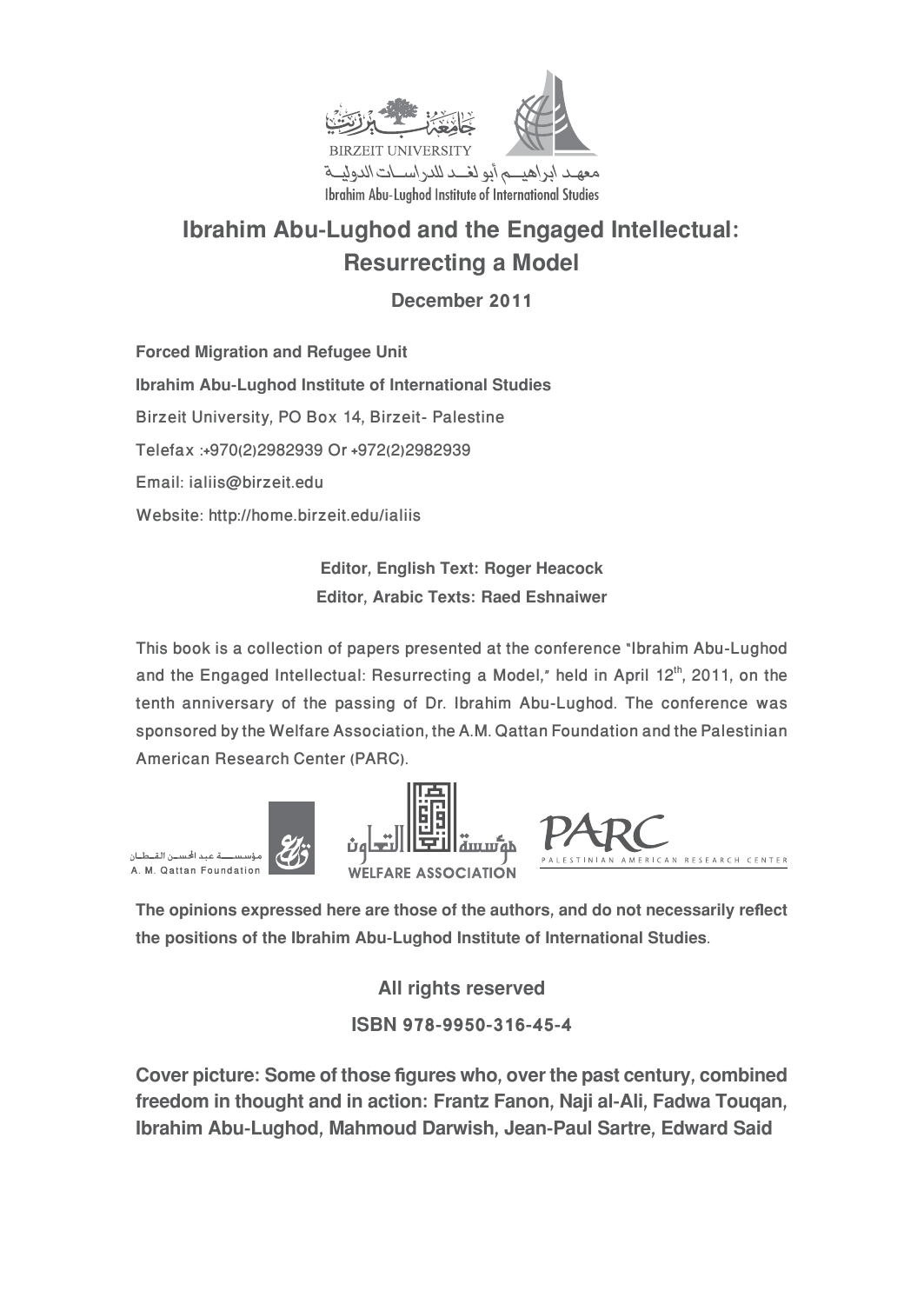BIRZEIT UNIVERSITY

معهد ابراهيم أبو لغد للدراسات الدولية

Ibrahim Abu-Lughod Institute of International Studies

# Ibrahim Abu-Lughod and the Engaged Intellectual: Resurrecting a Model

**December 2011**

**Forced Migration and Refugee Unit**

**Ibrahim Abu-Lughod Institute of International Studies**

Birzeit University, PO Box 14, Birzeit- Palestine

Telefax :+970(2)2982939 Or +972(2)2982939

Email: ialiis@birzeit.edu

Website: http://home.birzeit.edu/ialiis

**Editor, English Text: Roger Heacock**

**Editor, Arabic Texts: Raed Eshnaiwer**

This book is a collection of papers presented at the conference "Ibrahim Abu-Lughod and the Engaged Intellectual: Resurrecting a Model," held in April 12th, 2011, on the tenth anniversary of the passing of Dr. Ibrahim Abu-Lughod. The conference was sponsored by the Welfare Association, the A.M. Qattan Foundation and the Palestinian American Research Center (PARC).

مؤسسة عبد المحسن القطان
A. M. Qattan Foundation

مؤسسة التعاون
WELFARE ASSOCIATION

PARC
PALESTINIAN AMERICAN RESEARCH CENTER

**The opinions expressed here are those of the authors, and do not necessarily reflect the positions of the Ibrahim Abu-Lughod Institute of International Studies.**

**All rights reserved**

**ISBN 978-9950-316-45-4**

**Cover picture: Some of those figures who, over the past century, combined freedom in thought and in action: Frantz Fanon, Naji al-Ali, Fadwa Touqan, Ibrahim Abu-Lughod, Mahmoud Darwish, Jean-Paul Sartre, Edward Said**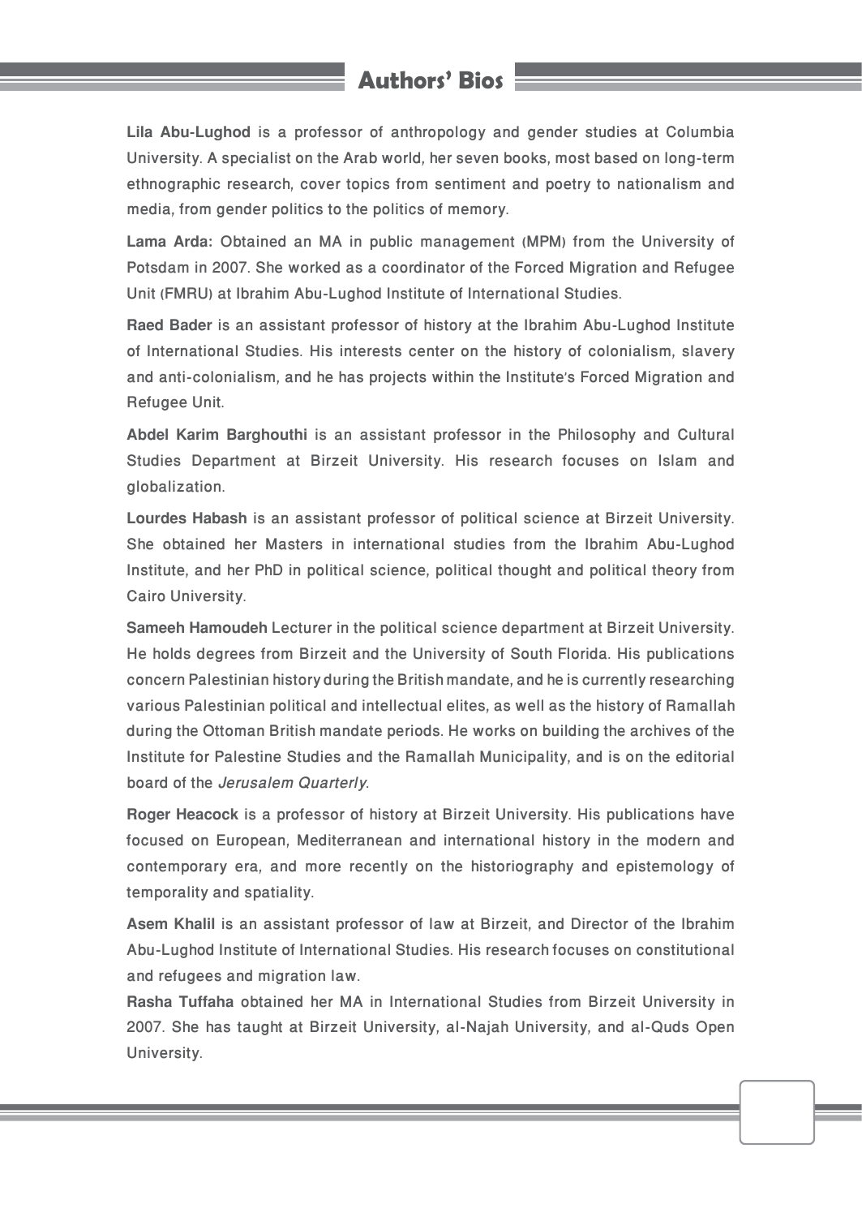# Authors' Bios

**Lila Abu-Lughod** is a professor of anthropology and gender studies at Columbia University. A specialist on the Arab world, her seven books, most based on long-term ethnographic research, cover topics from sentiment and poetry to nationalism and media, from gender politics to the politics of memory.

**Lama Arda:** Obtained an MA in public management (MPM) from the University of Potsdam in 2007. She worked as a coordinator of the Forced Migration and Refugee Unit (FMRU) at Ibrahim Abu-Lughod Institute of International Studies.

**Raed Bader** is an assistant professor of history at the Ibrahim Abu-Lughod Institute of International Studies. His interests center on the history of colonialism, slavery and anti-colonialism, and he has projects within the Institute's Forced Migration and Refugee Unit.

**Abdel Karim Barghouthi** is an assistant professor in the Philosophy and Cultural Studies Department at Birzeit University. His research focuses on Islam and globalization.

**Lourdes Habash** is an assistant professor of political science at Birzeit University. She obtained her Masters in international studies from the Ibrahim Abu-Lughod Institute, and her PhD in political science, political thought and political theory from Cairo University.

**Sameeh Hamoudeh** Lecturer in the political science department at Birzeit University. He holds degrees from Birzeit and the University of South Florida. His publications concern Palestinian history during the British mandate, and he is currently researching various Palestinian political and intellectual elites, as well as the history of Ramallah during the Ottoman British mandate periods. He works on building the archives of the Institute for Palestine Studies and the Ramallah Municipality, and is on the editorial board of the *Jerusalem Quarterly*.

**Roger Heacock** is a professor of history at Birzeit University. His publications have focused on European, Mediterranean and international history in the modern and contemporary era, and more recently on the historiography and epistemology of temporality and spatiality.

**Asem Khalil** is an assistant professor of law at Birzeit, and Director of the Ibrahim Abu-Lughod Institute of International Studies. His research focuses on constitutional and refugees and migration law.

**Rasha Tuffaha** obtained her MA in International Studies from Birzeit University in 2007. She has taught at Birzeit University, al-Najah University, and al-Quds Open University.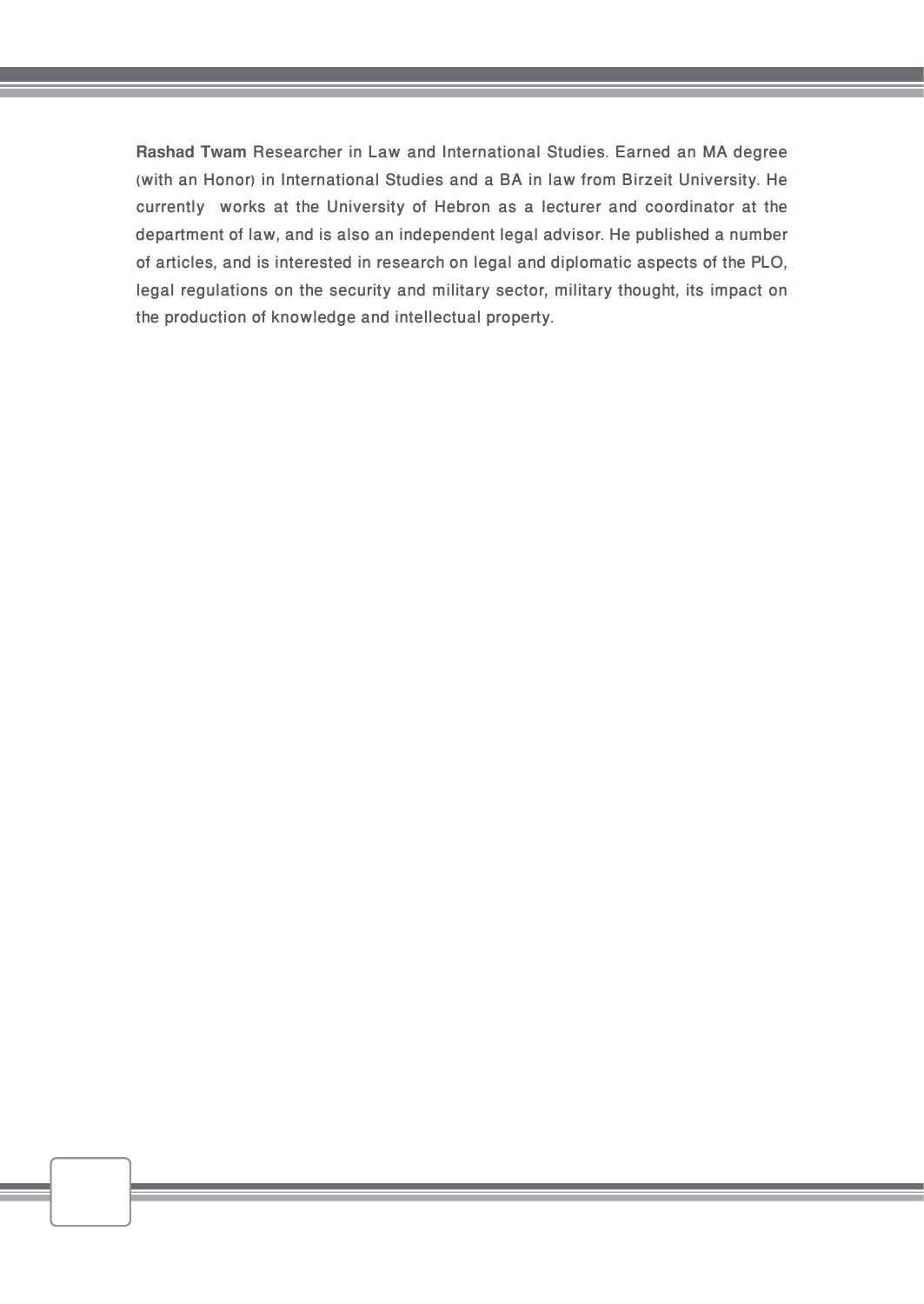**Rashad Twam** Researcher in Law and International Studies. Earned an MA degree (with an Honor) in International Studies and a BA in law from Birzeit University. He currently works at the University of Hebron as a lecturer and coordinator at the department of law, and is also an independent legal advisor. He published a number of articles, and is interested in research on legal and diplomatic aspects of the PLO, legal regulations on the security and military sector, military thought, its impact on the production of knowledge and intellectual property.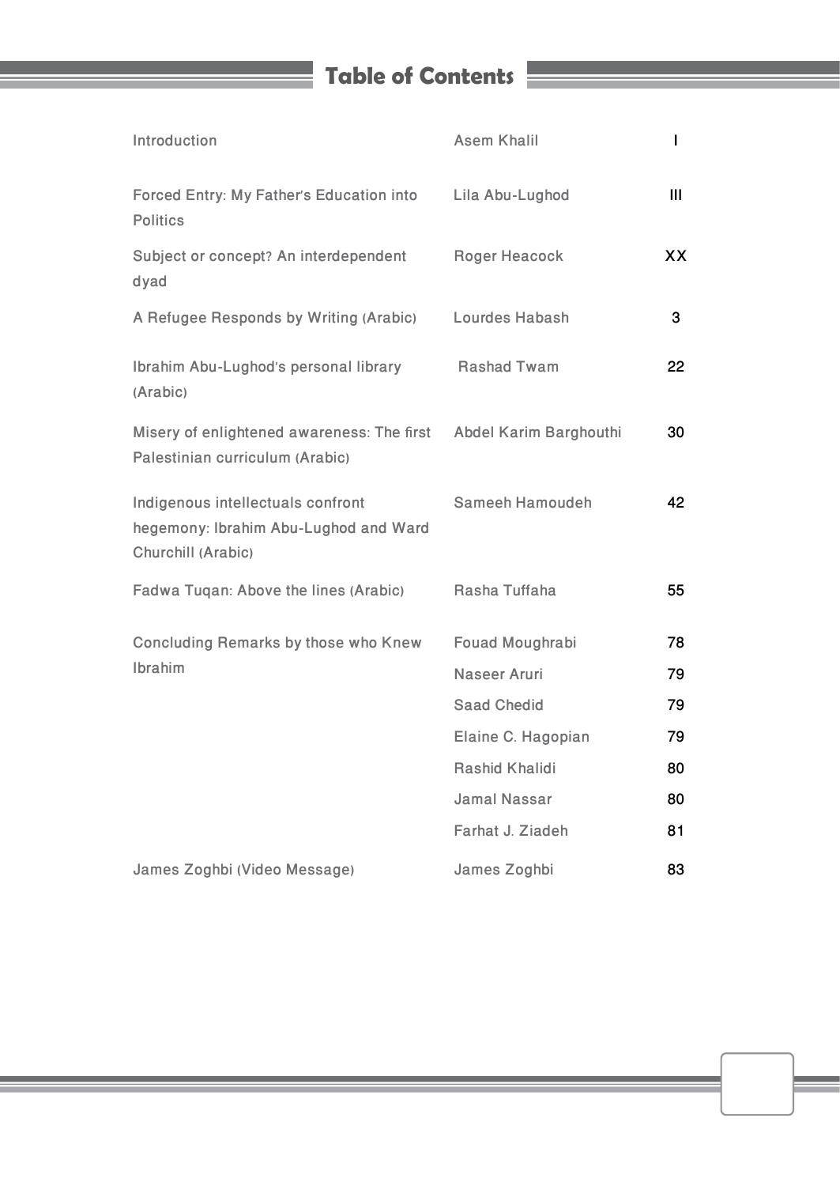# Table of Contents

| | | |
|---|---|---|
| Introduction | Asem Khalil | I |
| Forced Entry: My Father's Education into Politics | Lila Abu-Lughod | III |
| Subject or concept? An interdependent dyad | Roger Heacock | XX |
| A Refugee Responds by Writing (Arabic) | Lourdes Habash | 3 |
| Ibrahim Abu-Lughod's personal library (Arabic) | Rashad Twam | 22 |
| Misery of enlightened awareness: The first Palestinian curriculum (Arabic) | Abdel Karim Barghouthi | 30 |
| Indigenous intellectuals confront hegemony: Ibrahim Abu-Lughod and Ward Churchill (Arabic) | Sameeh Hamoudeh | 42 |
| Fadwa Tuqan: Above the lines (Arabic) | Rasha Tuffaha | 55 |
| Concluding Remarks by those who Knew Ibrahim | Fouad Moughrabi | 78 |
| | Naseer Aruri | 79 |
| | Saad Chedid | 79 |
| | Elaine C. Hagopian | 79 |
| | Rashid Khalidi | 80 |
| | Jamal Nassar | 80 |
| | Farhat J. Ziadeh | 81 |
| James Zoghbi (Video Message) | James Zoghbi | 83 |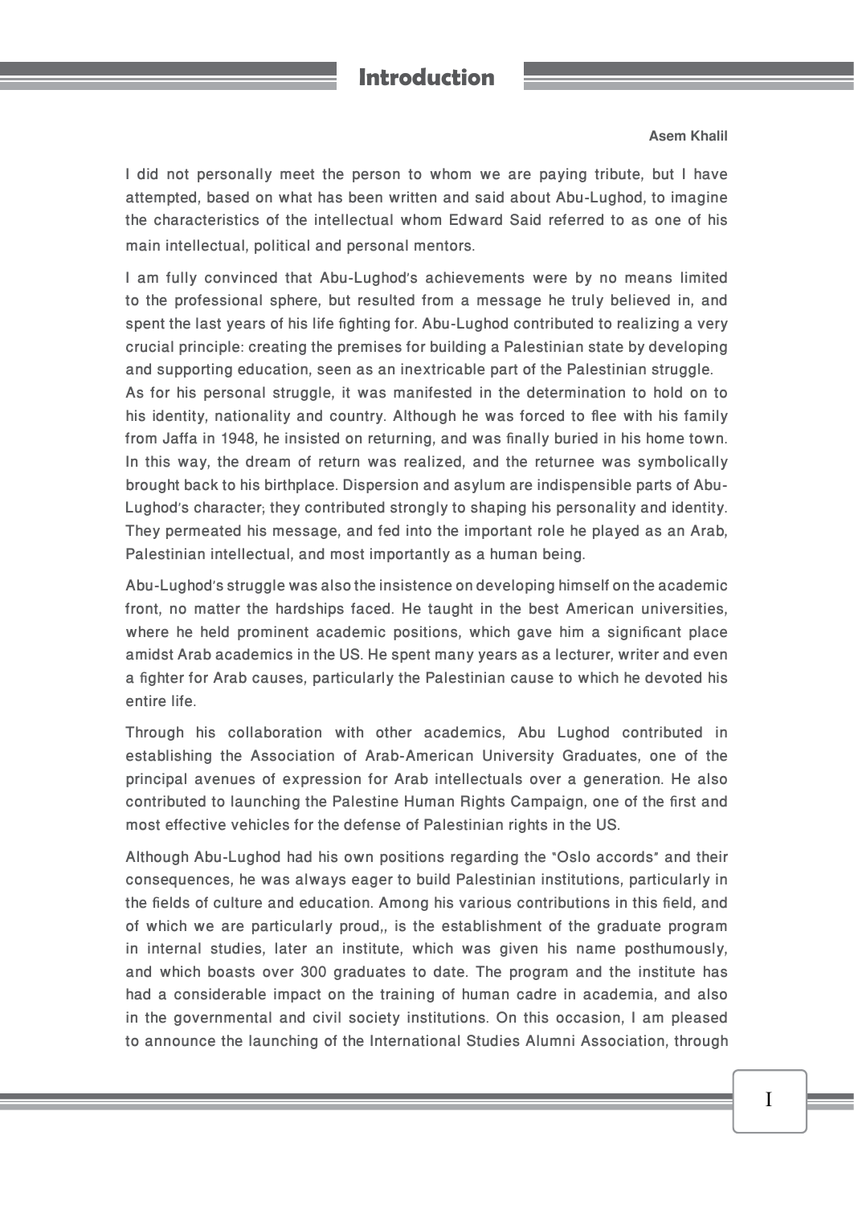# Introduction

**Asem Khalil**

I did not personally meet the person to whom we are paying tribute, but I have attempted, based on what has been written and said about Abu-Lughod, to imagine the characteristics of the intellectual whom Edward Said referred to as one of his main intellectual, political and personal mentors.

I am fully convinced that Abu-Lughod's achievements were by no means limited to the professional sphere, but resulted from a message he truly believed in, and spent the last years of his life fighting for. Abu-Lughod contributed to realizing a very crucial principle: creating the premises for building a Palestinian state by developing and supporting education, seen as an inextricable part of the Palestinian struggle.
As for his personal struggle, it was manifested in the determination to hold on to his identity, nationality and country. Although he was forced to flee with his family from Jaffa in 1948, he insisted on returning, and was finally buried in his home town. In this way, the dream of return was realized, and the returnee was symbolically brought back to his birthplace. Dispersion and asylum are indispensible parts of Abu-Lughod's character; they contributed strongly to shaping his personality and identity. They permeated his message, and fed into the important role he played as an Arab, Palestinian intellectual, and most importantly as a human being.

Abu-Lughod's struggle was also the insistence on developing himself on the academic front, no matter the hardships faced. He taught in the best American universities, where he held prominent academic positions, which gave him a significant place amidst Arab academics in the US. He spent many years as a lecturer, writer and even a fighter for Arab causes, particularly the Palestinian cause to which he devoted his entire life.

Through his collaboration with other academics, Abu Lughod contributed in establishing the Association of Arab-American University Graduates, one of the principal avenues of expression for Arab intellectuals over a generation. He also contributed to launching the Palestine Human Rights Campaign, one of the first and most effective vehicles for the defense of Palestinian rights in the US.

Although Abu-Lughod had his own positions regarding the "Oslo accords" and their consequences, he was always eager to build Palestinian institutions, particularly in the fields of culture and education. Among his various contributions in this field, and of which we are particularly proud,, is the establishment of the graduate program in internal studies, later an institute, which was given his name posthumously, and which boasts over 300 graduates to date. The program and the institute has had a considerable impact on the training of human cadre in academia, and also in the governmental and civil society institutions. On this occasion, I am pleased to announce the launching of the International Studies Alumni Association, through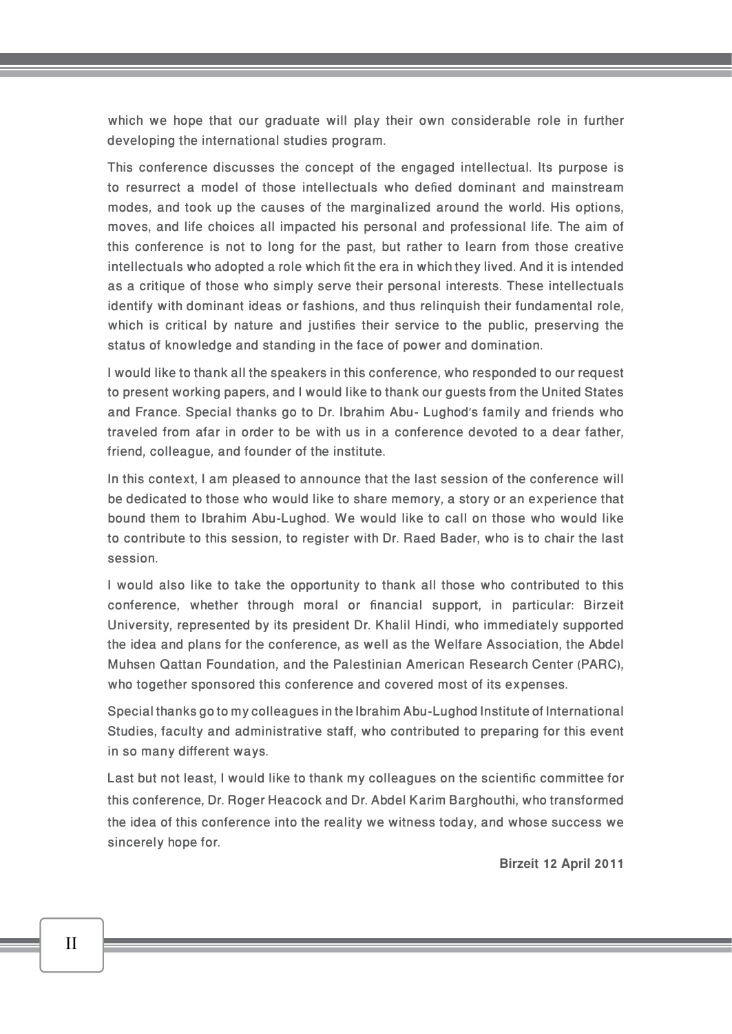which we hope that our graduate will play their own considerable role in further developing the international studies program.

This conference discusses the concept of the engaged intellectual. Its purpose is to resurrect a model of those intellectuals who defied dominant and mainstream modes, and took up the causes of the marginalized around the world. His options, moves, and life choices all impacted his personal and professional life. The aim of this conference is not to long for the past, but rather to learn from those creative intellectuals who adopted a role which fit the era in which they lived. And it is intended as a critique of those who simply serve their personal interests. These intellectuals identify with dominant ideas or fashions, and thus relinquish their fundamental role, which is critical by nature and justifies their service to the public, preserving the status of knowledge and standing in the face of power and domination.

I would like to thank all the speakers in this conference, who responded to our request to present working papers, and I would like to thank our guests from the United States and France. Special thanks go to Dr. Ibrahim Abu- Lughod's family and friends who traveled from afar in order to be with us in a conference devoted to a dear father, friend, colleague, and founder of the institute.

In this context, I am pleased to announce that the last session of the conference will be dedicated to those who would like to share memory, a story or an experience that bound them to Ibrahim Abu-Lughod. We would like to call on those who would like to contribute to this session, to register with Dr. Raed Bader, who is to chair the last session.

I would also like to take the opportunity to thank all those who contributed to this conference, whether through moral or financial support, in particular: Birzeit University, represented by its president Dr. Khalil Hindi, who immediately supported the idea and plans for the conference, as well as the Welfare Association, the Abdel Muhsen Qattan Foundation, and the Palestinian American Research Center (PARC), who together sponsored this conference and covered most of its expenses.

Special thanks go to my colleagues in the Ibrahim Abu-Lughod Institute of International Studies, faculty and administrative staff, who contributed to preparing for this event in so many different ways.

Last but not least, I would like to thank my colleagues on the scientific committee for this conference, Dr. Roger Heacock and Dr. Abdel Karim Barghouthi, who transformed the idea of this conference into the reality we witness today, and whose success we sincerely hope for.

**Birzeit 12 April 2011**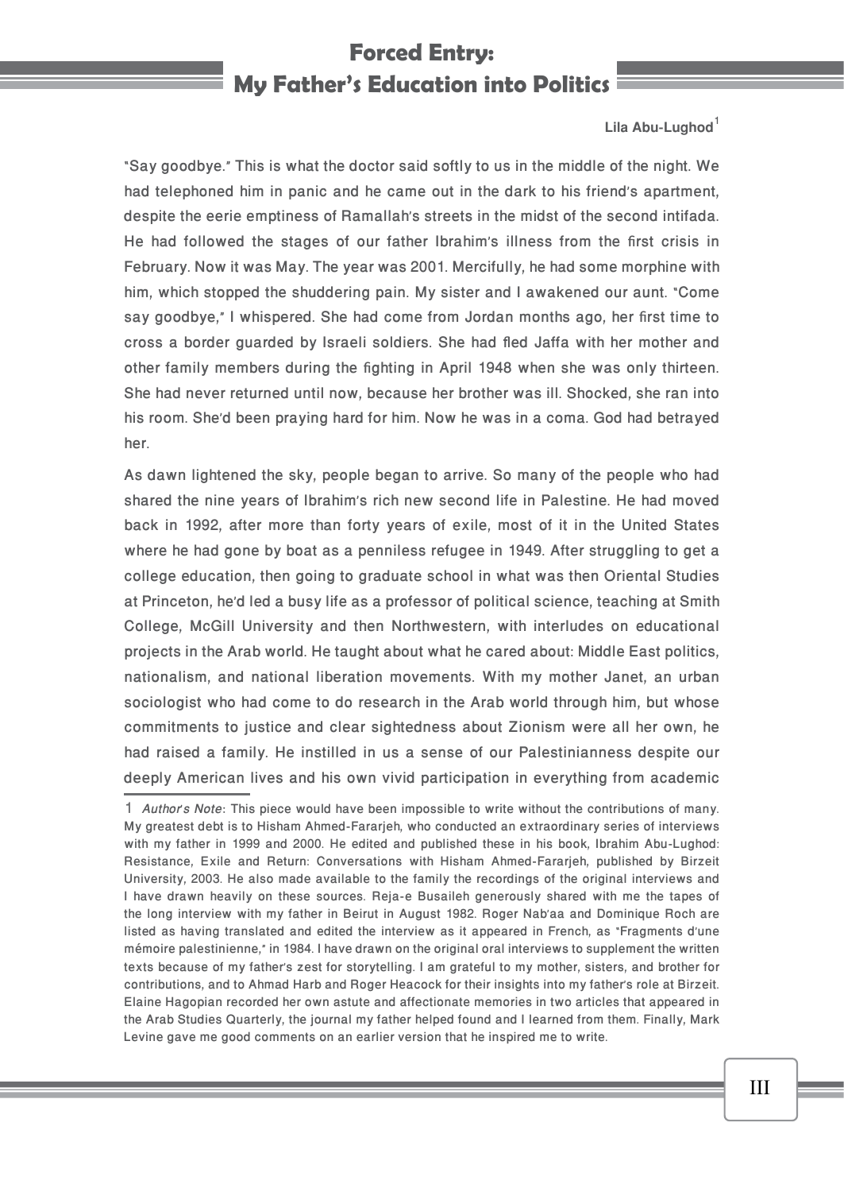# Forced Entry: My Father's Education into Politics

**Lila Abu-Lughod**[1]

"Say goodbye." This is what the doctor said softly to us in the middle of the night. We had telephoned him in panic and he came out in the dark to his friend's apartment, despite the eerie emptiness of Ramallah's streets in the midst of the second intifada. He had followed the stages of our father Ibrahim's illness from the first crisis in February. Now it was May. The year was 2001. Mercifully, he had some morphine with him, which stopped the shuddering pain. My sister and I awakened our aunt. "Come say goodbye," I whispered. She had come from Jordan months ago, her first time to cross a border guarded by Israeli soldiers. She had fled Jaffa with her mother and other family members during the fighting in April 1948 when she was only thirteen. She had never returned until now, because her brother was ill. Shocked, she ran into his room. She'd been praying hard for him. Now he was in a coma. God had betrayed her.

As dawn lightened the sky, people began to arrive. So many of the people who had shared the nine years of Ibrahim's rich new second life in Palestine. He had moved back in 1992, after more than forty years of exile, most of it in the United States where he had gone by boat as a penniless refugee in 1949. After struggling to get a college education, then going to graduate school in what was then Oriental Studies at Princeton, he'd led a busy life as a professor of political science, teaching at Smith College, McGill University and then Northwestern, with interludes on educational projects in the Arab world. He taught about what he cared about: Middle East politics, nationalism, and national liberation movements. With my mother Janet, an urban sociologist who had come to do research in the Arab world through him, but whose commitments to justice and clear sightedness about Zionism were all her own, he had raised a family. He instilled in us a sense of our Palestinianness despite our deeply American lives and his own vivid participation in everything from academic

---

1 *Author's Note*: This piece would have been impossible to write without the contributions of many. My greatest debt is to Hisham Ahmed-Fararjeh, who conducted an extraordinary series of interviews with my father in 1999 and 2000. He edited and published these in his book, Ibrahim Abu-Lughod: Resistance, Exile and Return: Conversations with Hisham Ahmed-Fararjeh, published by Birzeit University, 2003. He also made available to the family the recordings of the original interviews and I have drawn heavily on these sources. Reja-e Busaileh generously shared with me the tapes of the long interview with my father in Beirut in August 1982. Roger Nab'aa and Dominique Roch are listed as having translated and edited the interview as it appeared in French, as "Fragments d'une mémoire palestinienne," in 1984. I have drawn on the original oral interviews to supplement the written texts because of my father's zest for storytelling. I am grateful to my mother, sisters, and brother for contributions, and to Ahmad Harb and Roger Heacock for their insights into my father's role at Birzeit. Elaine Hagopian recorded her own astute and affectionate memories in two articles that appeared in the Arab Studies Quarterly, the journal my father helped found and I learned from them. Finally, Mark Levine gave me good comments on an earlier version that he inspired me to write.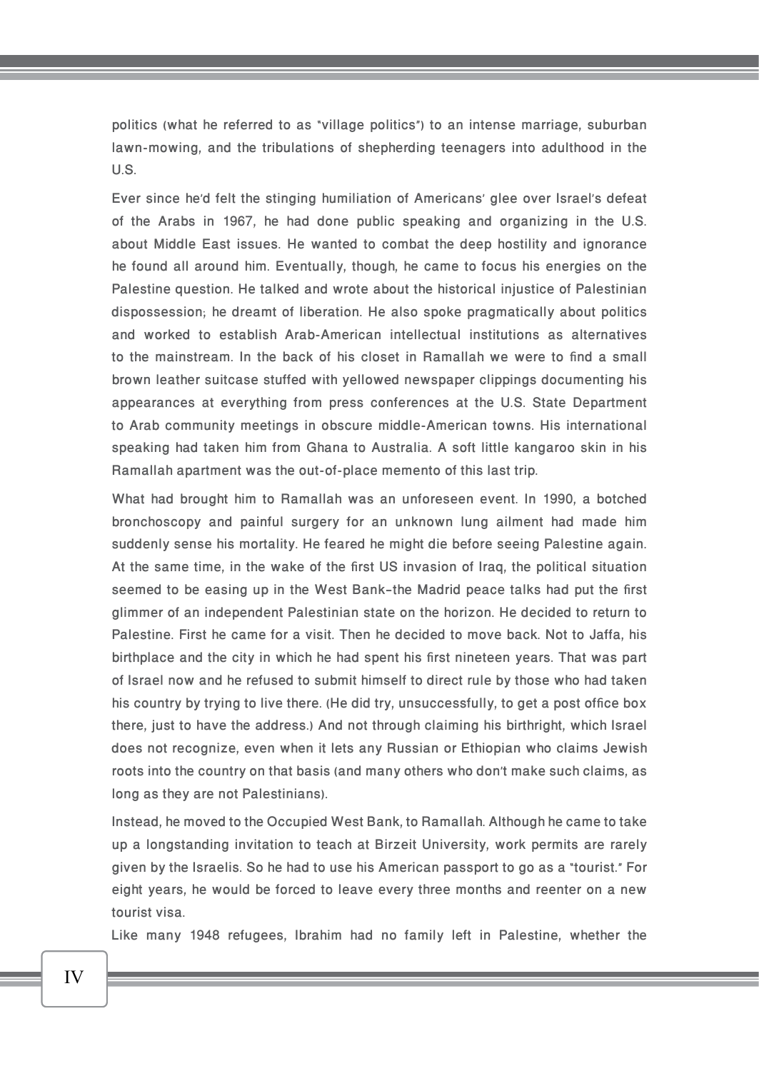politics (what he referred to as "village politics") to an intense marriage, suburban lawn-mowing, and the tribulations of shepherding teenagers into adulthood in the U.S.

Ever since he'd felt the stinging humiliation of Americans' glee over Israel's defeat of the Arabs in 1967, he had done public speaking and organizing in the U.S. about Middle East issues. He wanted to combat the deep hostility and ignorance he found all around him. Eventually, though, he came to focus his energies on the Palestine question. He talked and wrote about the historical injustice of Palestinian dispossession; he dreamt of liberation. He also spoke pragmatically about politics and worked to establish Arab-American intellectual institutions as alternatives to the mainstream. In the back of his closet in Ramallah we were to find a small brown leather suitcase stuffed with yellowed newspaper clippings documenting his appearances at everything from press conferences at the U.S. State Department to Arab community meetings in obscure middle-American towns. His international speaking had taken him from Ghana to Australia. A soft little kangaroo skin in his Ramallah apartment was the out-of-place memento of this last trip.

What had brought him to Ramallah was an unforeseen event. In 1990, a botched bronchoscopy and painful surgery for an unknown lung ailment had made him suddenly sense his mortality. He feared he might die before seeing Palestine again. At the same time, in the wake of the first US invasion of Iraq, the political situation seemed to be easing up in the West Bank–the Madrid peace talks had put the first glimmer of an independent Palestinian state on the horizon. He decided to return to Palestine. First he came for a visit. Then he decided to move back. Not to Jaffa, his birthplace and the city in which he had spent his first nineteen years. That was part of Israel now and he refused to submit himself to direct rule by those who had taken his country by trying to live there. (He did try, unsuccessfully, to get a post office box there, just to have the address.) And not through claiming his birthright, which Israel does not recognize, even when it lets any Russian or Ethiopian who claims Jewish roots into the country on that basis (and many others who don't make such claims, as long as they are not Palestinians).

Instead, he moved to the Occupied West Bank, to Ramallah. Although he came to take up a longstanding invitation to teach at Birzeit University, work permits are rarely given by the Israelis. So he had to use his American passport to go as a "tourist." For eight years, he would be forced to leave every three months and reenter on a new tourist visa.

Like many 1948 refugees, Ibrahim had no family left in Palestine, whether the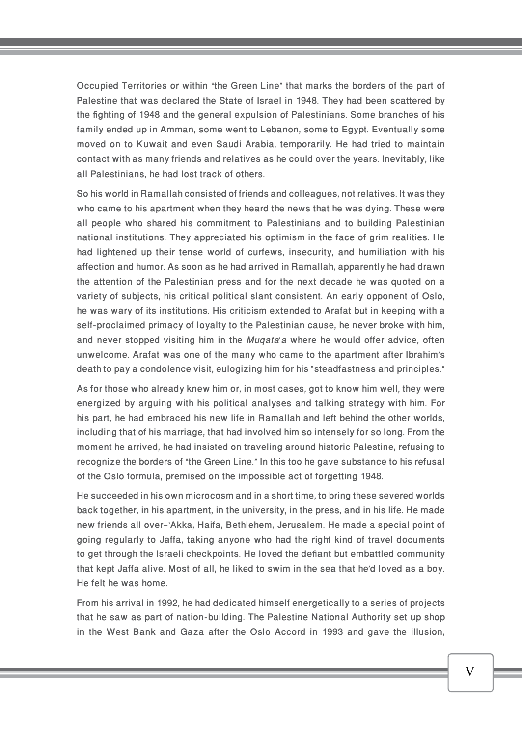Occupied Territories or within "the Green Line" that marks the borders of the part of Palestine that was declared the State of Israel in 1948. They had been scattered by the fighting of 1948 and the general expulsion of Palestinians. Some branches of his family ended up in Amman, some went to Lebanon, some to Egypt. Eventually some moved on to Kuwait and even Saudi Arabia, temporarily. He had tried to maintain contact with as many friends and relatives as he could over the years. Inevitably, like all Palestinians, he had lost track of others.

So his world in Ramallah consisted of friends and colleagues, not relatives. It was they who came to his apartment when they heard the news that he was dying. These were all people who shared his commitment to Palestinians and to building Palestinian national institutions. They appreciated his optimism in the face of grim realities. He had lightened up their tense world of curfews, insecurity, and humiliation with his affection and humor. As soon as he had arrived in Ramallah, apparently he had drawn the attention of the Palestinian press and for the next decade he was quoted on a variety of subjects, his critical political slant consistent. An early opponent of Oslo, he was wary of its institutions. His criticism extended to Arafat but in keeping with a self-proclaimed primacy of loyalty to the Palestinian cause, he never broke with him, and never stopped visiting him in the *Muqata'a* where he would offer advice, often unwelcome. Arafat was one of the many who came to the apartment after Ibrahim's death to pay a condolence visit, eulogizing him for his "steadfastness and principles."

As for those who already knew him or, in most cases, got to know him well, they were energized by arguing with his political analyses and talking strategy with him. For his part, he had embraced his new life in Ramallah and left behind the other worlds, including that of his marriage, that had involved him so intensely for so long. From the moment he arrived, he had insisted on traveling around historic Palestine, refusing to recognize the borders of "the Green Line." In this too he gave substance to his refusal of the Oslo formula, premised on the impossible act of forgetting 1948.

He succeeded in his own microcosm and in a short time, to bring these severed worlds back together, in his apartment, in the university, in the press, and in his life. He made new friends all over–'Akka, Haifa, Bethlehem, Jerusalem. He made a special point of going regularly to Jaffa, taking anyone who had the right kind of travel documents to get through the Israeli checkpoints. He loved the defiant but embattled community that kept Jaffa alive. Most of all, he liked to swim in the sea that he'd loved as a boy. He felt he was home.

From his arrival in 1992, he had dedicated himself energetically to a series of projects that he saw as part of nation-building. The Palestine National Authority set up shop in the West Bank and Gaza after the Oslo Accord in 1993 and gave the illusion,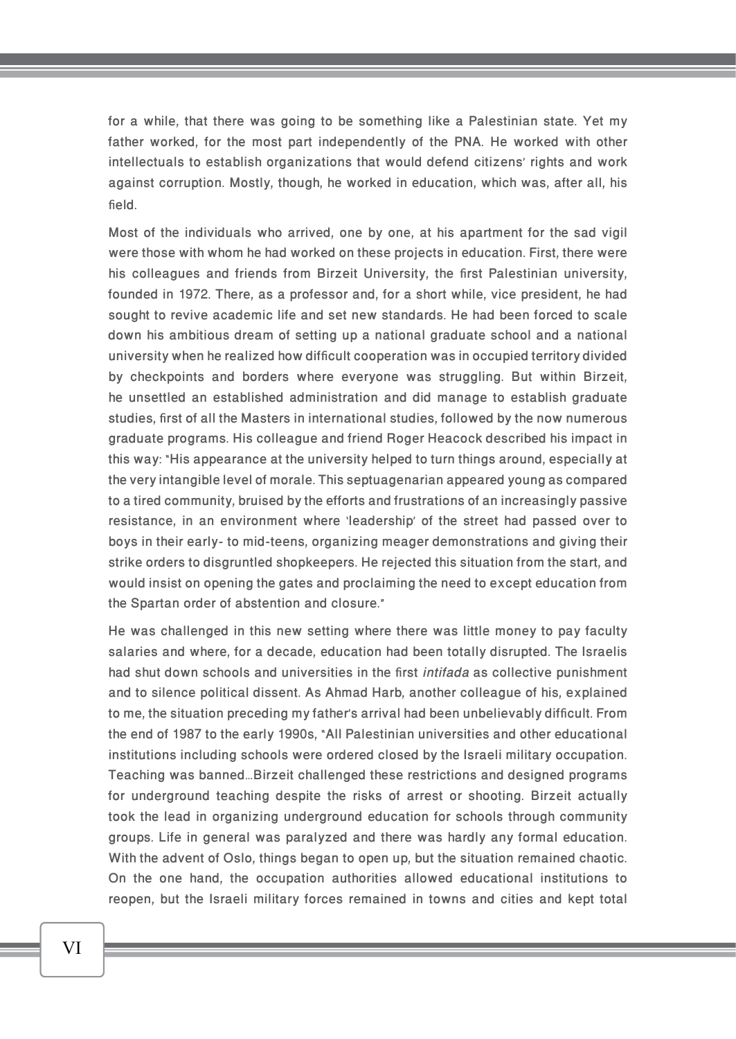for a while, that there was going to be something like a Palestinian state. Yet my father worked, for the most part independently of the PNA. He worked with other intellectuals to establish organizations that would defend citizens' rights and work against corruption. Mostly, though, he worked in education, which was, after all, his field.

Most of the individuals who arrived, one by one, at his apartment for the sad vigil were those with whom he had worked on these projects in education. First, there were his colleagues and friends from Birzeit University, the first Palestinian university, founded in 1972. There, as a professor and, for a short while, vice president, he had sought to revive academic life and set new standards. He had been forced to scale down his ambitious dream of setting up a national graduate school and a national university when he realized how difficult cooperation was in occupied territory divided by checkpoints and borders where everyone was struggling. But within Birzeit, he unsettled an established administration and did manage to establish graduate studies, first of all the Masters in international studies, followed by the now numerous graduate programs. His colleague and friend Roger Heacock described his impact in this way: "His appearance at the university helped to turn things around, especially at the very intangible level of morale. This septuagenarian appeared young as compared to a tired community, bruised by the efforts and frustrations of an increasingly passive resistance, in an environment where 'leadership' of the street had passed over to boys in their early- to mid-teens, organizing meager demonstrations and giving their strike orders to disgruntled shopkeepers. He rejected this situation from the start, and would insist on opening the gates and proclaiming the need to except education from the Spartan order of abstention and closure."

He was challenged in this new setting where there was little money to pay faculty salaries and where, for a decade, education had been totally disrupted. The Israelis had shut down schools and universities in the first *intifada* as collective punishment and to silence political dissent. As Ahmad Harb, another colleague of his, explained to me, the situation preceding my father's arrival had been unbelievably difficult. From the end of 1987 to the early 1990s, "All Palestinian universities and other educational institutions including schools were ordered closed by the Israeli military occupation. Teaching was banned…Birzeit challenged these restrictions and designed programs for underground teaching despite the risks of arrest or shooting. Birzeit actually took the lead in organizing underground education for schools through community groups. Life in general was paralyzed and there was hardly any formal education. With the advent of Oslo, things began to open up, but the situation remained chaotic. On the one hand, the occupation authorities allowed educational institutions to reopen, but the Israeli military forces remained in towns and cities and kept total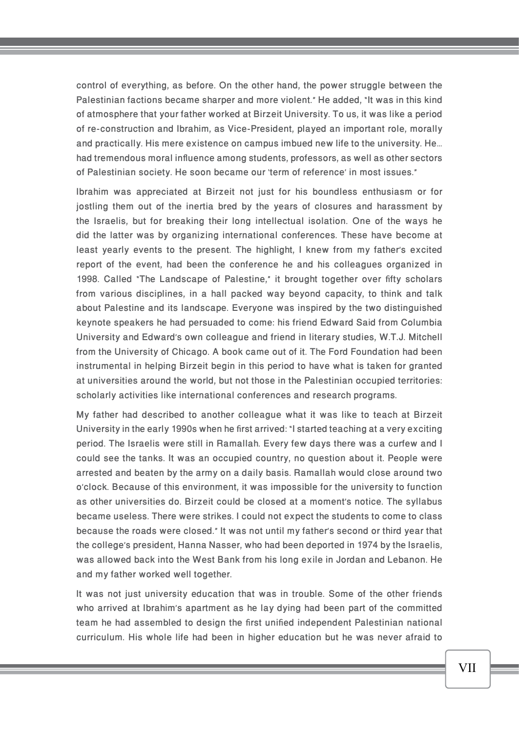control of everything, as before. On the other hand, the power struggle between the Palestinian factions became sharper and more violent." He added, "It was in this kind of atmosphere that your father worked at Birzeit University. To us, it was like a period of re-construction and Ibrahim, as Vice-President, played an important role, morally and practically. His mere existence on campus imbued new life to the university. He... had tremendous moral influence among students, professors, as well as other sectors of Palestinian society. He soon became our 'term of reference' in most issues."

Ibrahim was appreciated at Birzeit not just for his boundless enthusiasm or for jostling them out of the inertia bred by the years of closures and harassment by the Israelis, but for breaking their long intellectual isolation. One of the ways he did the latter was by organizing international conferences. These have become at least yearly events to the present. The highlight, I knew from my father's excited report of the event, had been the conference he and his colleagues organized in 1998. Called "The Landscape of Palestine," it brought together over fifty scholars from various disciplines, in a hall packed way beyond capacity, to think and talk about Palestine and its landscape. Everyone was inspired by the two distinguished keynote speakers he had persuaded to come: his friend Edward Said from Columbia University and Edward's own colleague and friend in literary studies, W.T.J. Mitchell from the University of Chicago. A book came out of it. The Ford Foundation had been instrumental in helping Birzeit begin in this period to have what is taken for granted at universities around the world, but not those in the Palestinian occupied territories: scholarly activities like international conferences and research programs.

My father had described to another colleague what it was like to teach at Birzeit University in the early 1990s when he first arrived: "I started teaching at a very exciting period. The Israelis were still in Ramallah. Every few days there was a curfew and I could see the tanks. It was an occupied country, no question about it. People were arrested and beaten by the army on a daily basis. Ramallah would close around two o'clock. Because of this environment, it was impossible for the university to function as other universities do. Birzeit could be closed at a moment's notice. The syllabus became useless. There were strikes. I could not expect the students to come to class because the roads were closed." It was not until my father's second or third year that the college's president, Hanna Nasser, who had been deported in 1974 by the Israelis, was allowed back into the West Bank from his long exile in Jordan and Lebanon. He and my father worked well together.

It was not just university education that was in trouble. Some of the other friends who arrived at Ibrahim's apartment as he lay dying had been part of the committed team he had assembled to design the first unified independent Palestinian national curriculum. His whole life had been in higher education but he was never afraid to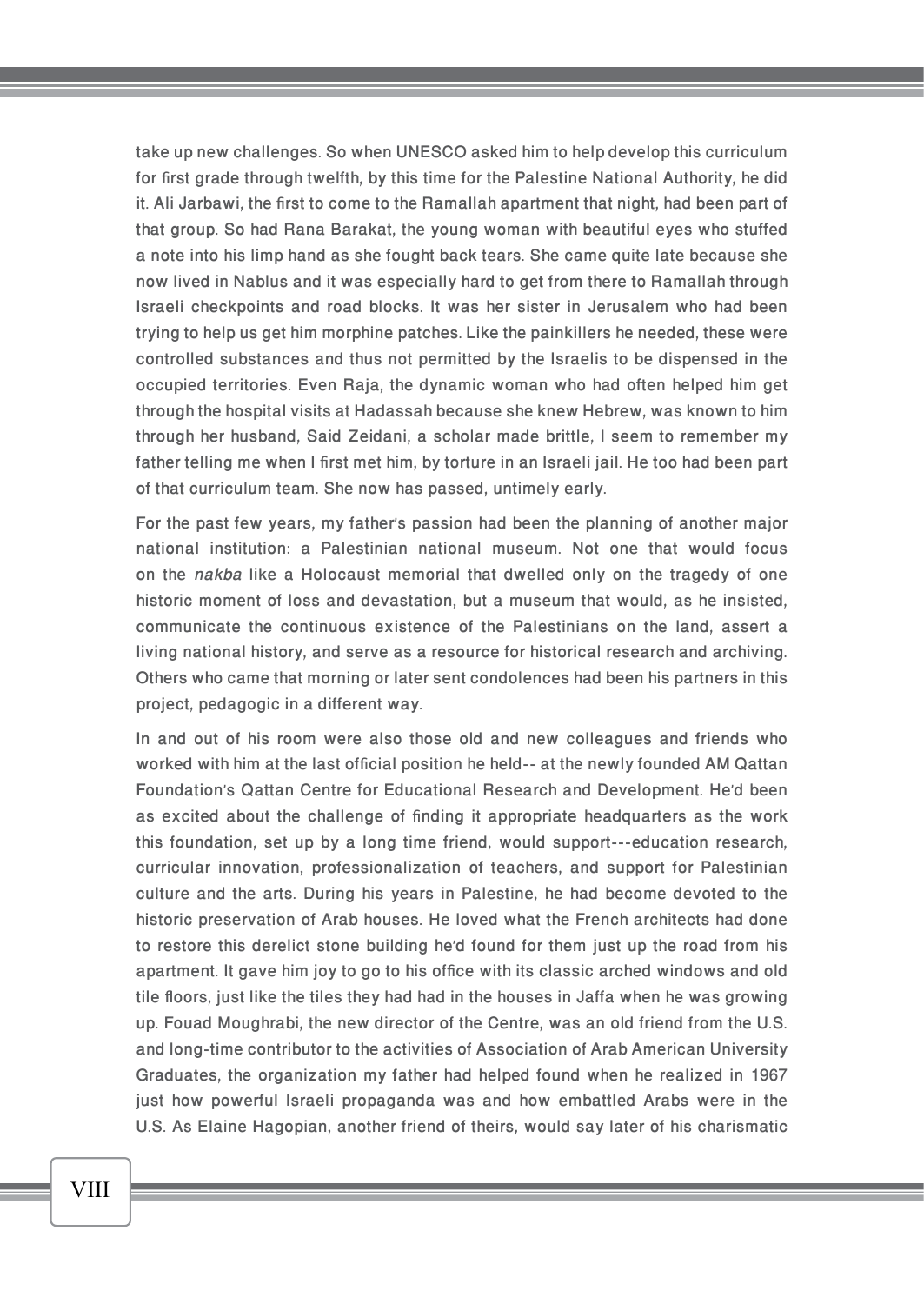take up new challenges. So when UNESCO asked him to help develop this curriculum for first grade through twelfth, by this time for the Palestine National Authority, he did it. Ali Jarbawi, the first to come to the Ramallah apartment that night, had been part of that group. So had Rana Barakat, the young woman with beautiful eyes who stuffed a note into his limp hand as she fought back tears. She came quite late because she now lived in Nablus and it was especially hard to get from there to Ramallah through Israeli checkpoints and road blocks. It was her sister in Jerusalem who had been trying to help us get him morphine patches. Like the painkillers he needed, these were controlled substances and thus not permitted by the Israelis to be dispensed in the occupied territories. Even Raja, the dynamic woman who had often helped him get through the hospital visits at Hadassah because she knew Hebrew, was known to him through her husband, Said Zeidani, a scholar made brittle, I seem to remember my father telling me when I first met him, by torture in an Israeli jail. He too had been part of that curriculum team. She now has passed, untimely early.

For the past few years, my father's passion had been the planning of another major national institution: a Palestinian national museum. Not one that would focus on the *nakba* like a Holocaust memorial that dwelled only on the tragedy of one historic moment of loss and devastation, but a museum that would, as he insisted, communicate the continuous existence of the Palestinians on the land, assert a living national history, and serve as a resource for historical research and archiving. Others who came that morning or later sent condolences had been his partners in this project, pedagogic in a different way.

In and out of his room were also those old and new colleagues and friends who worked with him at the last official position he held-- at the newly founded AM Qattan Foundation's Qattan Centre for Educational Research and Development. He'd been as excited about the challenge of finding it appropriate headquarters as the work this foundation, set up by a long time friend, would support---education research, curricular innovation, professionalization of teachers, and support for Palestinian culture and the arts. During his years in Palestine, he had become devoted to the historic preservation of Arab houses. He loved what the French architects had done to restore this derelict stone building he'd found for them just up the road from his apartment. It gave him joy to go to his office with its classic arched windows and old tile floors, just like the tiles they had had in the houses in Jaffa when he was growing up. Fouad Moughrabi, the new director of the Centre, was an old friend from the U.S. and long-time contributor to the activities of Association of Arab American University Graduates, the organization my father had helped found when he realized in 1967 just how powerful Israeli propaganda was and how embattled Arabs were in the U.S. As Elaine Hagopian, another friend of theirs, would say later of his charismatic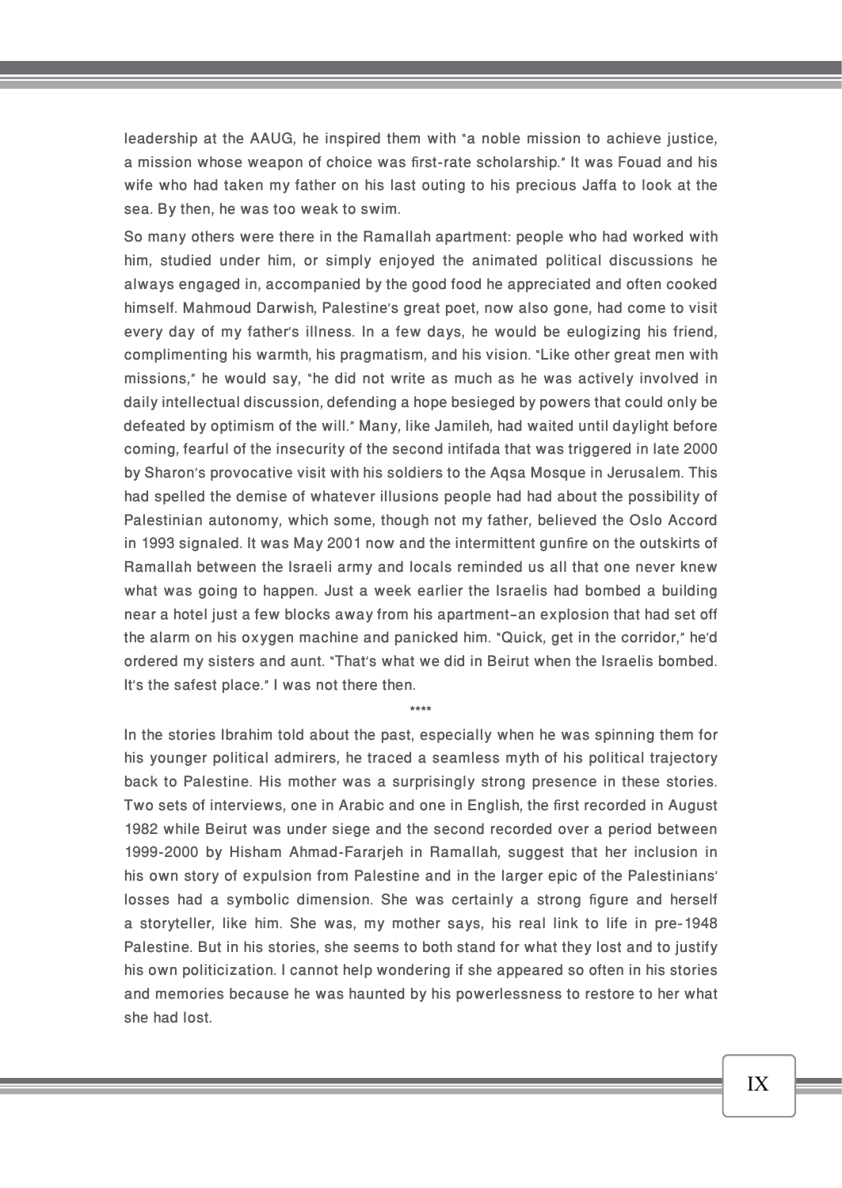leadership at the AAUG, he inspired them with "a noble mission to achieve justice, a mission whose weapon of choice was first-rate scholarship." It was Fouad and his wife who had taken my father on his last outing to his precious Jaffa to look at the sea. By then, he was too weak to swim.

So many others were there in the Ramallah apartment: people who had worked with him, studied under him, or simply enjoyed the animated political discussions he always engaged in, accompanied by the good food he appreciated and often cooked himself. Mahmoud Darwish, Palestine's great poet, now also gone, had come to visit every day of my father's illness. In a few days, he would be eulogizing his friend, complimenting his warmth, his pragmatism, and his vision. "Like other great men with missions," he would say, "he did not write as much as he was actively involved in daily intellectual discussion, defending a hope besieged by powers that could only be defeated by optimism of the will." Many, like Jamileh, had waited until daylight before coming, fearful of the insecurity of the second intifada that was triggered in late 2000 by Sharon's provocative visit with his soldiers to the Aqsa Mosque in Jerusalem. This had spelled the demise of whatever illusions people had had about the possibility of Palestinian autonomy, which some, though not my father, believed the Oslo Accord in 1993 signaled. It was May 2001 now and the intermittent gunfire on the outskirts of Ramallah between the Israeli army and locals reminded us all that one never knew what was going to happen. Just a week earlier the Israelis had bombed a building near a hotel just a few blocks away from his apartment–an explosion that had set off the alarm on his oxygen machine and panicked him. "Quick, get in the corridor," he'd ordered my sisters and aunt. "That's what we did in Beirut when the Israelis bombed. It's the safest place." I was not there then.

****

In the stories Ibrahim told about the past, especially when he was spinning them for his younger political admirers, he traced a seamless myth of his political trajectory back to Palestine. His mother was a surprisingly strong presence in these stories. Two sets of interviews, one in Arabic and one in English, the first recorded in August 1982 while Beirut was under siege and the second recorded over a period between 1999-2000 by Hisham Ahmad-Fararjeh in Ramallah, suggest that her inclusion in his own story of expulsion from Palestine and in the larger epic of the Palestinians' losses had a symbolic dimension. She was certainly a strong figure and herself a storyteller, like him. She was, my mother says, his real link to life in pre-1948 Palestine. But in his stories, she seems to both stand for what they lost and to justify his own politicization. I cannot help wondering if she appeared so often in his stories and memories because he was haunted by his powerlessness to restore to her what she had lost.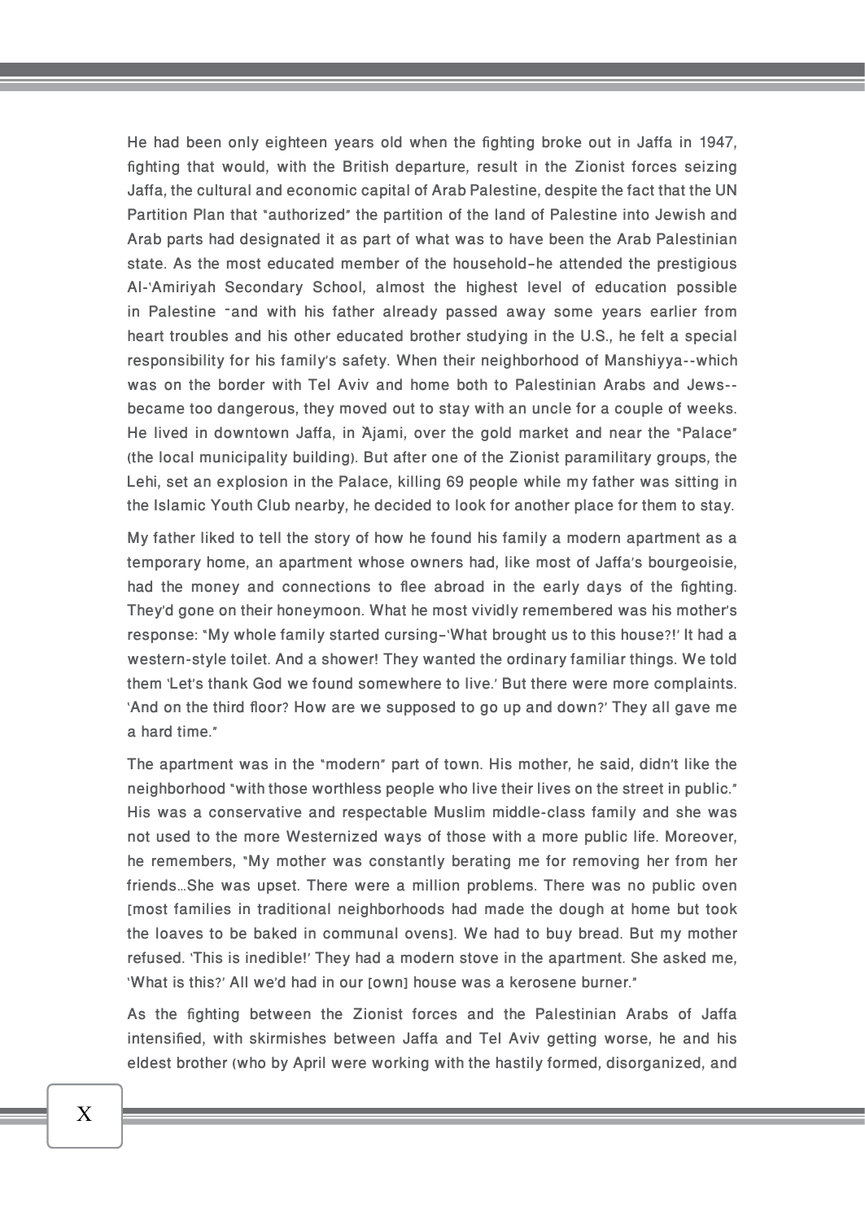He had been only eighteen years old when the fighting broke out in Jaffa in 1947, fighting that would, with the British departure, result in the Zionist forces seizing Jaffa, the cultural and economic capital of Arab Palestine, despite the fact that the UN Partition Plan that "authorized" the partition of the land of Palestine into Jewish and Arab parts had designated it as part of what was to have been the Arab Palestinian state. As the most educated member of the household–he attended the prestigious Al-'Amiriyah Secondary School, almost the highest level of education possible in Palestine –and with his father already passed away some years earlier from heart troubles and his other educated brother studying in the U.S., he felt a special responsibility for his family's safety. When their neighborhood of Manshiyya--which was on the border with Tel Aviv and home both to Palestinian Arabs and Jews--became too dangerous, they moved out to stay with an uncle for a couple of weeks. He lived in downtown Jaffa, in 'Ajami, over the gold market and near the "Palace" (the local municipality building). But after one of the Zionist paramilitary groups, the Lehi, set an explosion in the Palace, killing 69 people while my father was sitting in the Islamic Youth Club nearby, he decided to look for another place for them to stay.

My father liked to tell the story of how he found his family a modern apartment as a temporary home, an apartment whose owners had, like most of Jaffa's bourgeoisie, had the money and connections to flee abroad in the early days of the fighting. They'd gone on their honeymoon. What he most vividly remembered was his mother's response: "My whole family started cursing–'What brought us to this house?!' It had a western-style toilet. And a shower! They wanted the ordinary familiar things. We told them 'Let's thank God we found somewhere to live.' But there were more complaints. 'And on the third floor? How are we supposed to go up and down?' They all gave me a hard time."

The apartment was in the "modern" part of town. His mother, he said, didn't like the neighborhood "with those worthless people who live their lives on the street in public." His was a conservative and respectable Muslim middle-class family and she was not used to the more Westernized ways of those with a more public life. Moreover, he remembers, "My mother was constantly berating me for removing her from her friends…She was upset. There were a million problems. There was no public oven [most families in traditional neighborhoods had made the dough at home but took the loaves to be baked in communal ovens]. We had to buy bread. But my mother refused. 'This is inedible!' They had a modern stove in the apartment. She asked me, 'What is this?' All we'd had in our [own] house was a kerosene burner."

As the fighting between the Zionist forces and the Palestinian Arabs of Jaffa intensified, with skirmishes between Jaffa and Tel Aviv getting worse, he and his eldest brother (who by April were working with the hastily formed, disorganized, and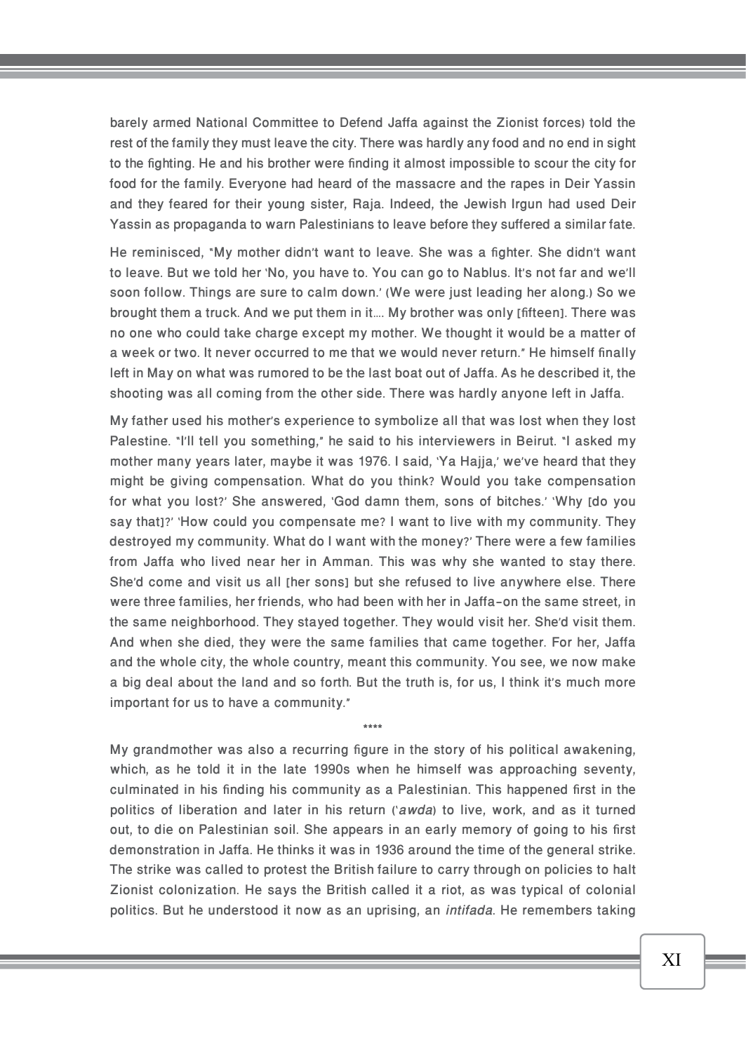barely armed National Committee to Defend Jaffa against the Zionist forces) told the rest of the family they must leave the city. There was hardly any food and no end in sight to the fighting. He and his brother were finding it almost impossible to scour the city for food for the family. Everyone had heard of the massacre and the rapes in Deir Yassin and they feared for their young sister, Raja. Indeed, the Jewish Irgun had used Deir Yassin as propaganda to warn Palestinians to leave before they suffered a similar fate.

He reminisced, "My mother didn't want to leave. She was a fighter. She didn't want to leave. But we told her 'No, you have to. You can go to Nablus. It's not far and we'll soon follow. Things are sure to calm down.' (We were just leading her along.) So we brought them a truck. And we put them in it.... My brother was only [fifteen]. There was no one who could take charge except my mother. We thought it would be a matter of a week or two. It never occurred to me that we would never return." He himself finally left in May on what was rumored to be the last boat out of Jaffa. As he described it, the shooting was all coming from the other side. There was hardly anyone left in Jaffa.

My father used his mother's experience to symbolize all that was lost when they lost Palestine. "I'll tell you something," he said to his interviewers in Beirut. "I asked my mother many years later, maybe it was 1976. I said, 'Ya Hajja,' we've heard that they might be giving compensation. What do you think? Would you take compensation for what you lost?' She answered, 'God damn them, sons of bitches.' 'Why [do you say that]?' 'How could you compensate me? I want to live with my community. They destroyed my community. What do I want with the money?' There were a few families from Jaffa who lived near her in Amman. This was why she wanted to stay there. She'd come and visit us all [her sons] but she refused to live anywhere else. There were three families, her friends, who had been with her in Jaffa-on the same street, in the same neighborhood. They stayed together. They would visit her. She'd visit them. And when she died, they were the same families that came together. For her, Jaffa and the whole city, the whole country, meant this community. You see, we now make a big deal about the land and so forth. But the truth is, for us, I think it's much more important for us to have a community."

****

My grandmother was also a recurring figure in the story of his political awakening, which, as he told it in the late 1990s when he himself was approaching seventy, culminated in his finding his community as a Palestinian. This happened first in the politics of liberation and later in his return (*'awda*) to live, work, and as it turned out, to die on Palestinian soil. She appears in an early memory of going to his first demonstration in Jaffa. He thinks it was in 1936 around the time of the general strike. The strike was called to protest the British failure to carry through on policies to halt Zionist colonization. He says the British called it a riot, as was typical of colonial politics. But he understood it now as an uprising, an *intifada*. He remembers taking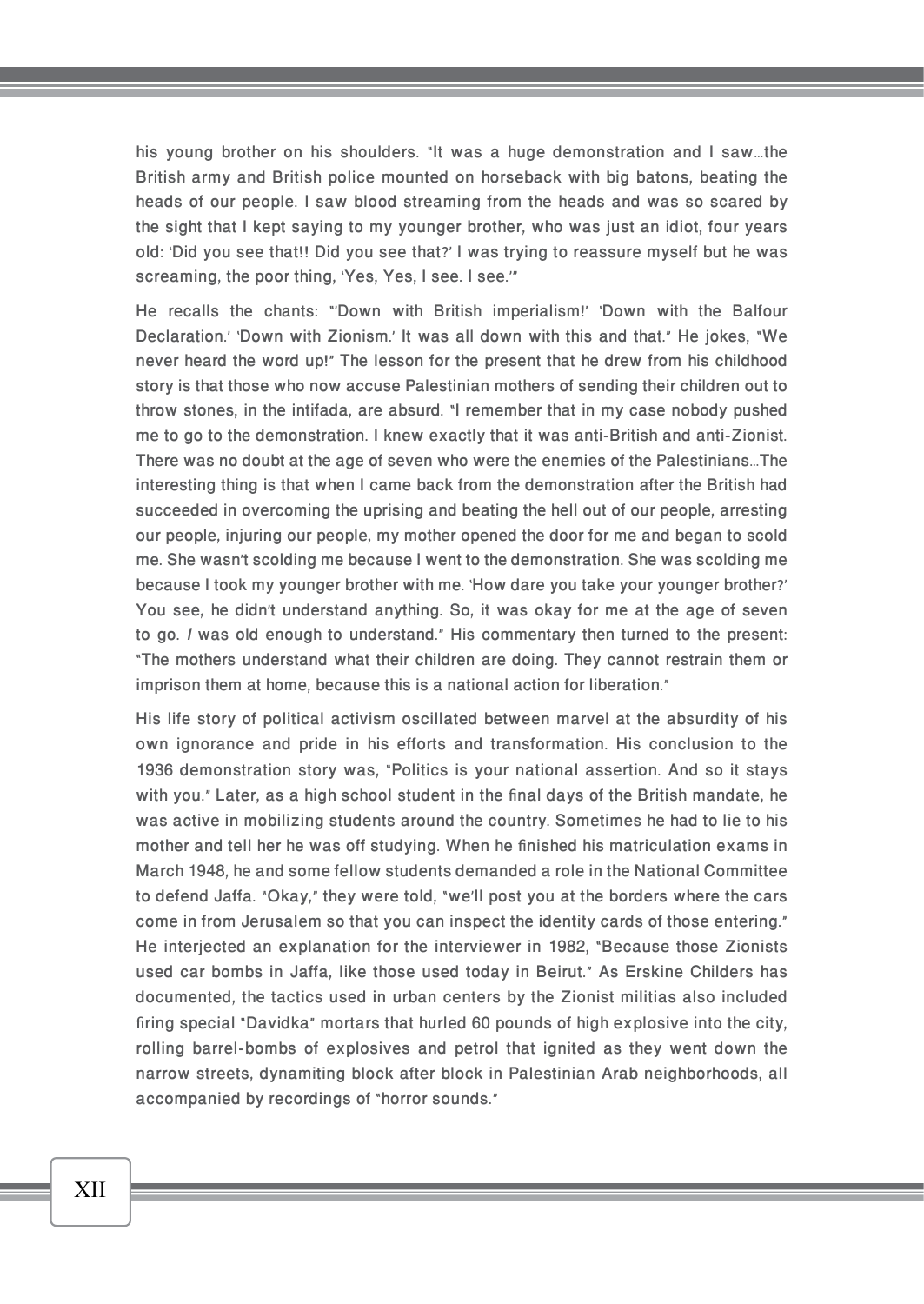his young brother on his shoulders. "It was a huge demonstration and I saw…the British army and British police mounted on horseback with big batons, beating the heads of our people. I saw blood streaming from the heads and was so scared by the sight that I kept saying to my younger brother, who was just an idiot, four years old: 'Did you see that!! Did you see that?' I was trying to reassure myself but he was screaming, the poor thing, 'Yes, Yes, I see. I see.'"

He recalls the chants: "'Down with British imperialism!' 'Down with the Balfour Declaration.' 'Down with Zionism.' It was all down with this and that." He jokes, "We never heard the word up!" The lesson for the present that he drew from his childhood story is that those who now accuse Palestinian mothers of sending their children out to throw stones, in the intifada, are absurd. "I remember that in my case nobody pushed me to go to the demonstration. I knew exactly that it was anti-British and anti-Zionist. There was no doubt at the age of seven who were the enemies of the Palestinians…The interesting thing is that when I came back from the demonstration after the British had succeeded in overcoming the uprising and beating the hell out of our people, arresting our people, injuring our people, my mother opened the door for me and began to scold me. She wasn't scolding me because I went to the demonstration. She was scolding me because I took my younger brother with me. 'How dare you take your younger brother?' You see, he didn't understand anything. So, it was okay for me at the age of seven to go. *I* was old enough to understand." His commentary then turned to the present: "The mothers understand what their children are doing. They cannot restrain them or imprison them at home, because this is a national action for liberation."

His life story of political activism oscillated between marvel at the absurdity of his own ignorance and pride in his efforts and transformation. His conclusion to the 1936 demonstration story was, "Politics is your national assertion. And so it stays with you." Later, as a high school student in the final days of the British mandate, he was active in mobilizing students around the country. Sometimes he had to lie to his mother and tell her he was off studying. When he finished his matriculation exams in March 1948, he and some fellow students demanded a role in the National Committee to defend Jaffa. "Okay," they were told, "we'll post you at the borders where the cars come in from Jerusalem so that you can inspect the identity cards of those entering." He interjected an explanation for the interviewer in 1982, "Because those Zionists used car bombs in Jaffa, like those used today in Beirut." As Erskine Childers has documented, the tactics used in urban centers by the Zionist militias also included firing special "Davidka" mortars that hurled 60 pounds of high explosive into the city, rolling barrel-bombs of explosives and petrol that ignited as they went down the narrow streets, dynamiting block after block in Palestinian Arab neighborhoods, all accompanied by recordings of "horror sounds."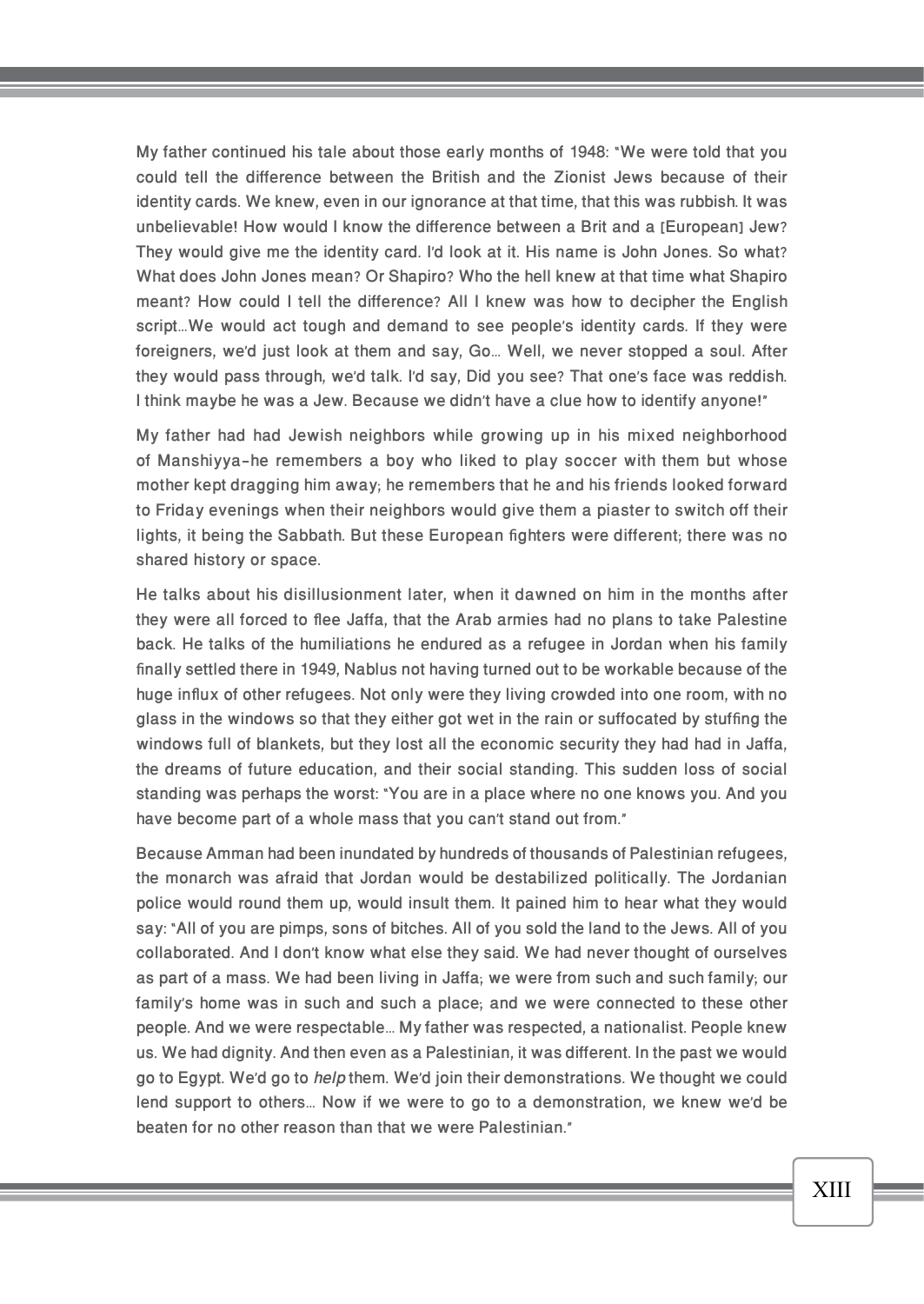My father continued his tale about those early months of 1948: "We were told that you could tell the difference between the British and the Zionist Jews because of their identity cards. We knew, even in our ignorance at that time, that this was rubbish. It was unbelievable! How would I know the difference between a Brit and a [European] Jew? They would give me the identity card. I'd look at it. His name is John Jones. So what? What does John Jones mean? Or Shapiro? Who the hell knew at that time what Shapiro meant? How could I tell the difference? All I knew was how to decipher the English script…We would act tough and demand to see people's identity cards. If they were foreigners, we'd just look at them and say, Go… Well, we never stopped a soul. After they would pass through, we'd talk. I'd say, Did you see? That one's face was reddish. I think maybe he was a Jew. Because we didn't have a clue how to identify anyone!"

My father had had Jewish neighbors while growing up in his mixed neighborhood of Manshiyya–he remembers a boy who liked to play soccer with them but whose mother kept dragging him away; he remembers that he and his friends looked forward to Friday evenings when their neighbors would give them a piaster to switch off their lights, it being the Sabbath. But these European fighters were different; there was no shared history or space.

He talks about his disillusionment later, when it dawned on him in the months after they were all forced to flee Jaffa, that the Arab armies had no plans to take Palestine back. He talks of the humiliations he endured as a refugee in Jordan when his family finally settled there in 1949, Nablus not having turned out to be workable because of the huge influx of other refugees. Not only were they living crowded into one room, with no glass in the windows so that they either got wet in the rain or suffocated by stuffing the windows full of blankets, but they lost all the economic security they had had in Jaffa, the dreams of future education, and their social standing. This sudden loss of social standing was perhaps the worst: "You are in a place where no one knows you. And you have become part of a whole mass that you can't stand out from."

Because Amman had been inundated by hundreds of thousands of Palestinian refugees, the monarch was afraid that Jordan would be destabilized politically. The Jordanian police would round them up, would insult them. It pained him to hear what they would say: "All of you are pimps, sons of bitches. All of you sold the land to the Jews. All of you collaborated. And I don't know what else they said. We had never thought of ourselves as part of a mass. We had been living in Jaffa; we were from such and such family; our family's home was in such and such a place; and we were connected to these other people. And we were respectable… My father was respected, a nationalist. People knew us. We had dignity. And then even as a Palestinian, it was different. In the past we would go to Egypt. We'd go to *help* them. We'd join their demonstrations. We thought we could lend support to others… Now if we were to go to a demonstration, we knew we'd be beaten for no other reason than that we were Palestinian."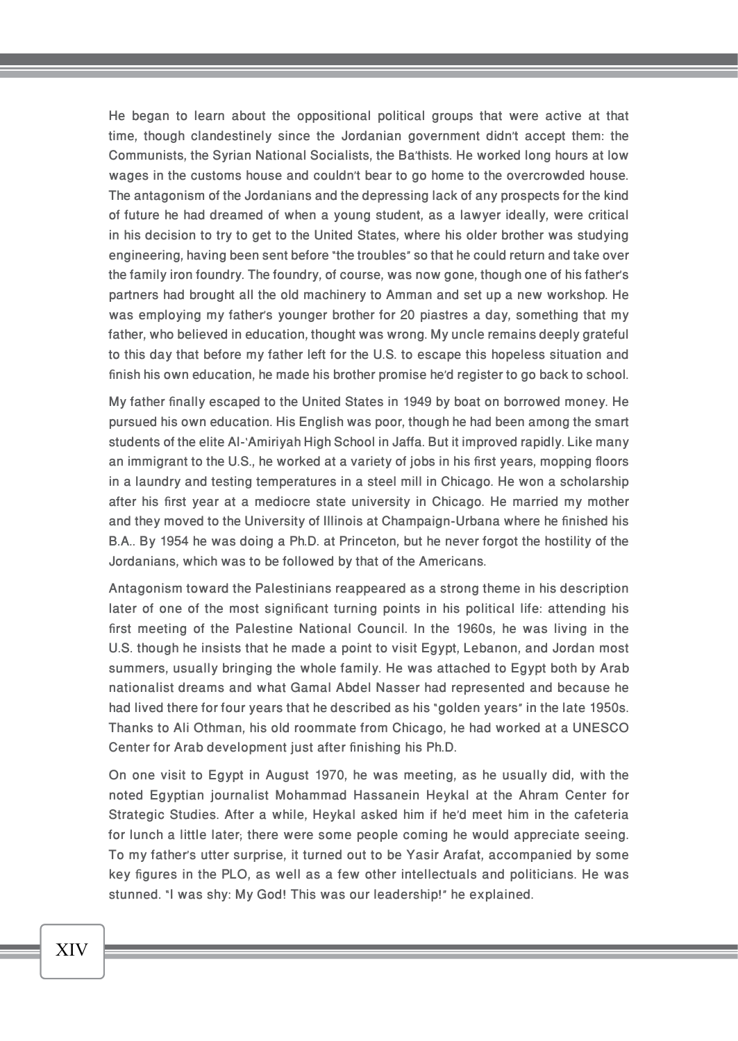He began to learn about the oppositional political groups that were active at that time, though clandestinely since the Jordanian government didn't accept them: the Communists, the Syrian National Socialists, the Ba'thists. He worked long hours at low wages in the customs house and couldn't bear to go home to the overcrowded house. The antagonism of the Jordanians and the depressing lack of any prospects for the kind of future he had dreamed of when a young student, as a lawyer ideally, were critical in his decision to try to get to the United States, where his older brother was studying engineering, having been sent before "the troubles" so that he could return and take over the family iron foundry. The foundry, of course, was now gone, though one of his father's partners had brought all the old machinery to Amman and set up a new workshop. He was employing my father's younger brother for 20 piastres a day, something that my father, who believed in education, thought was wrong. My uncle remains deeply grateful to this day that before my father left for the U.S. to escape this hopeless situation and finish his own education, he made his brother promise he'd register to go back to school.

My father finally escaped to the United States in 1949 by boat on borrowed money. He pursued his own education. His English was poor, though he had been among the smart students of the elite Al-'Amiriyah High School in Jaffa. But it improved rapidly. Like many an immigrant to the U.S., he worked at a variety of jobs in his first years, mopping floors in a laundry and testing temperatures in a steel mill in Chicago. He won a scholarship after his first year at a mediocre state university in Chicago. He married my mother and they moved to the University of Illinois at Champaign-Urbana where he finished his B.A.. By 1954 he was doing a Ph.D. at Princeton, but he never forgot the hostility of the Jordanians, which was to be followed by that of the Americans.

Antagonism toward the Palestinians reappeared as a strong theme in his description later of one of the most significant turning points in his political life: attending his first meeting of the Palestine National Council. In the 1960s, he was living in the U.S. though he insists that he made a point to visit Egypt, Lebanon, and Jordan most summers, usually bringing the whole family. He was attached to Egypt both by Arab nationalist dreams and what Gamal Abdel Nasser had represented and because he had lived there for four years that he described as his "golden years" in the late 1950s. Thanks to Ali Othman, his old roommate from Chicago, he had worked at a UNESCO Center for Arab development just after finishing his Ph.D.

On one visit to Egypt in August 1970, he was meeting, as he usually did, with the noted Egyptian journalist Mohammad Hassanein Heykal at the Ahram Center for Strategic Studies. After a while, Heykal asked him if he'd meet him in the cafeteria for lunch a little later; there were some people coming he would appreciate seeing. To my father's utter surprise, it turned out to be Yasir Arafat, accompanied by some key figures in the PLO, as well as a few other intellectuals and politicians. He was stunned. "I was shy: My God! This was our leadership!" he explained.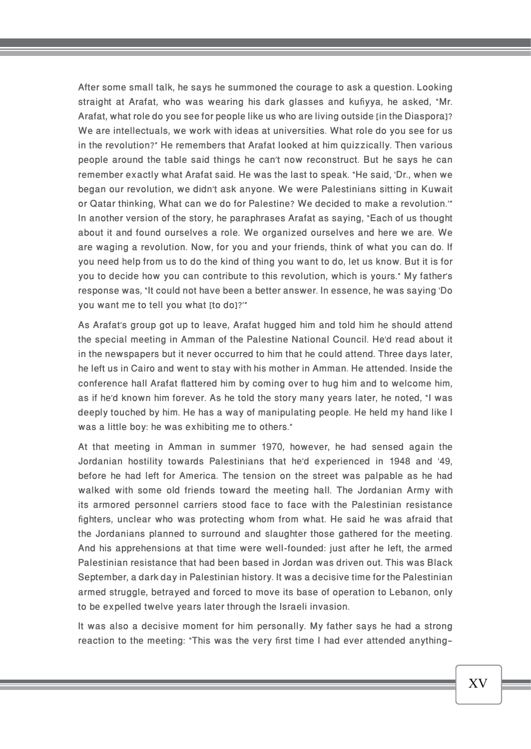After some small talk, he says he summoned the courage to ask a question. Looking straight at Arafat, who was wearing his dark glasses and kufiyya, he asked, "Mr. Arafat, what role do you see for people like us who are living outside [in the Diaspora]? We are intellectuals, we work with ideas at universities. What role do you see for us in the revolution?" He remembers that Arafat looked at him quizzically. Then various people around the table said things he can't now reconstruct. But he says he can remember exactly what Arafat said. He was the last to speak. "He said, 'Dr., when we began our revolution, we didn't ask anyone. We were Palestinians sitting in Kuwait or Qatar thinking, What can we do for Palestine? We decided to make a revolution.'" In another version of the story, he paraphrases Arafat as saying, "Each of us thought about it and found ourselves a role. We organized ourselves and here we are. We are waging a revolution. Now, for you and your friends, think of what you can do. If you need help from us to do the kind of thing you want to do, let us know. But it is for you to decide how you can contribute to this revolution, which is yours." My father's response was, "It could not have been a better answer. In essence, he was saying 'Do you want me to tell you what [to do]?'"

As Arafat's group got up to leave, Arafat hugged him and told him he should attend the special meeting in Amman of the Palestine National Council. He'd read about it in the newspapers but it never occurred to him that he could attend. Three days later, he left us in Cairo and went to stay with his mother in Amman. He attended. Inside the conference hall Arafat flattered him by coming over to hug him and to welcome him, as if he'd known him forever. As he told the story many years later, he noted, "I was deeply touched by him. He has a way of manipulating people. He held my hand like I was a little boy: he was exhibiting me to others."

At that meeting in Amman in summer 1970, however, he had sensed again the Jordanian hostility towards Palestinians that he'd experienced in 1948 and '49, before he had left for America. The tension on the street was palpable as he had walked with some old friends toward the meeting hall. The Jordanian Army with its armored personnel carriers stood face to face with the Palestinian resistance fighters, unclear who was protecting whom from what. He said he was afraid that the Jordanians planned to surround and slaughter those gathered for the meeting. And his apprehensions at that time were well-founded: just after he left, the armed Palestinian resistance that had been based in Jordan was driven out. This was Black September, a dark day in Palestinian history. It was a decisive time for the Palestinian armed struggle, betrayed and forced to move its base of operation to Lebanon, only to be expelled twelve years later through the Israeli invasion.

It was also a decisive moment for him personally. My father says he had a strong reaction to the meeting: "This was the very first time I had ever attended anything–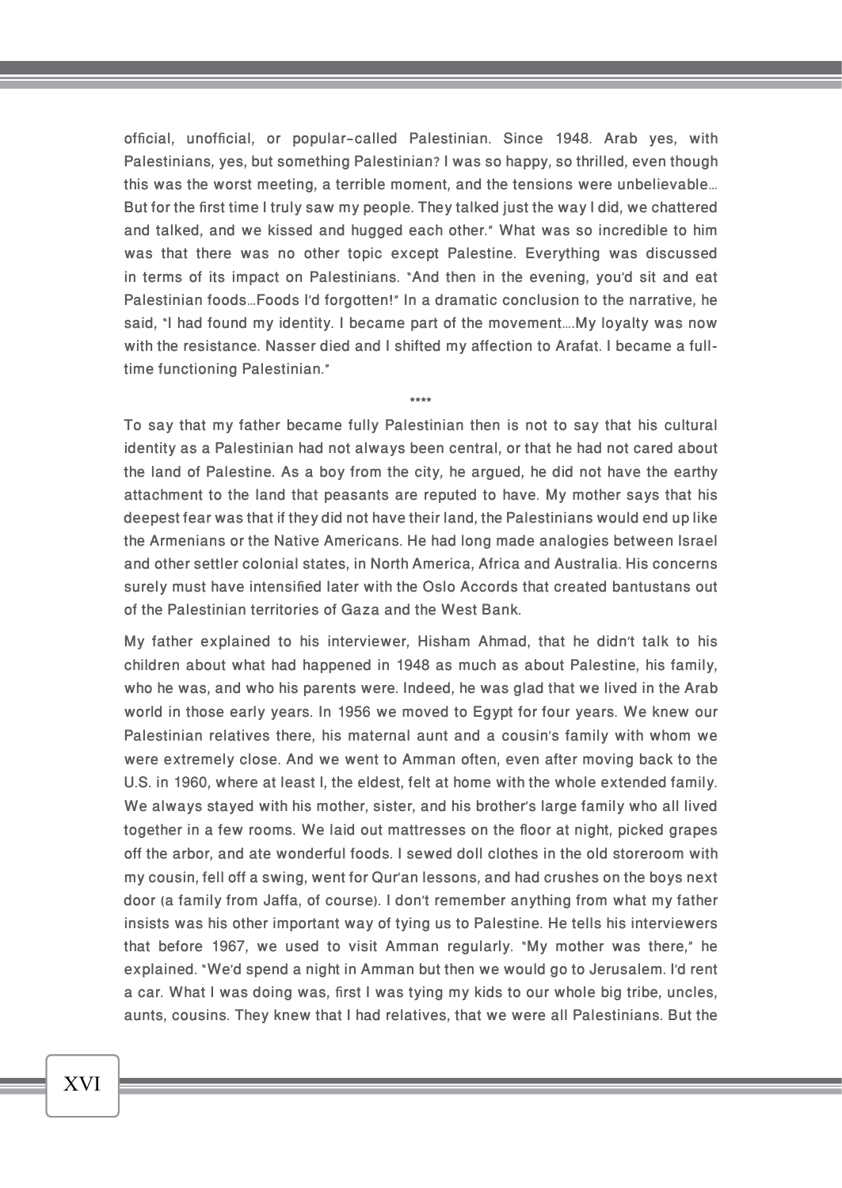official, unofficial, or popular–called Palestinian. Since 1948. Arab yes, with Palestinians, yes, but something Palestinian? I was so happy, so thrilled, even though this was the worst meeting, a terrible moment, and the tensions were unbelievable… But for the first time I truly saw my people. They talked just the way I did, we chattered and talked, and we kissed and hugged each other." What was so incredible to him was that there was no other topic except Palestine. Everything was discussed in terms of its impact on Palestinians. "And then in the evening, you'd sit and eat Palestinian foods…Foods I'd forgotten!" In a dramatic conclusion to the narrative, he said, "I had found my identity. I became part of the movement….My loyalty was now with the resistance. Nasser died and I shifted my affection to Arafat. I became a full-time functioning Palestinian."

****

To say that my father became fully Palestinian then is not to say that his cultural identity as a Palestinian had not always been central, or that he had not cared about the land of Palestine. As a boy from the city, he argued, he did not have the earthy attachment to the land that peasants are reputed to have. My mother says that his deepest fear was that if they did not have their land, the Palestinians would end up like the Armenians or the Native Americans. He had long made analogies between Israel and other settler colonial states, in North America, Africa and Australia. His concerns surely must have intensified later with the Oslo Accords that created bantustans out of the Palestinian territories of Gaza and the West Bank.

My father explained to his interviewer, Hisham Ahmad, that he didn't talk to his children about what had happened in 1948 as much as about Palestine, his family, who he was, and who his parents were. Indeed, he was glad that we lived in the Arab world in those early years. In 1956 we moved to Egypt for four years. We knew our Palestinian relatives there, his maternal aunt and a cousin's family with whom we were extremely close. And we went to Amman often, even after moving back to the U.S. in 1960, where at least I, the eldest, felt at home with the whole extended family. We always stayed with his mother, sister, and his brother's large family who all lived together in a few rooms. We laid out mattresses on the floor at night, picked grapes off the arbor, and ate wonderful foods. I sewed doll clothes in the old storeroom with my cousin, fell off a swing, went for Qur'an lessons, and had crushes on the boys next door (a family from Jaffa, of course). I don't remember anything from what my father insists was his other important way of tying us to Palestine. He tells his interviewers that before 1967, we used to visit Amman regularly. "My mother was there," he explained. "We'd spend a night in Amman but then we would go to Jerusalem. I'd rent a car. What I was doing was, first I was tying my kids to our whole big tribe, uncles, aunts, cousins. They knew that I had relatives, that we were all Palestinians. But the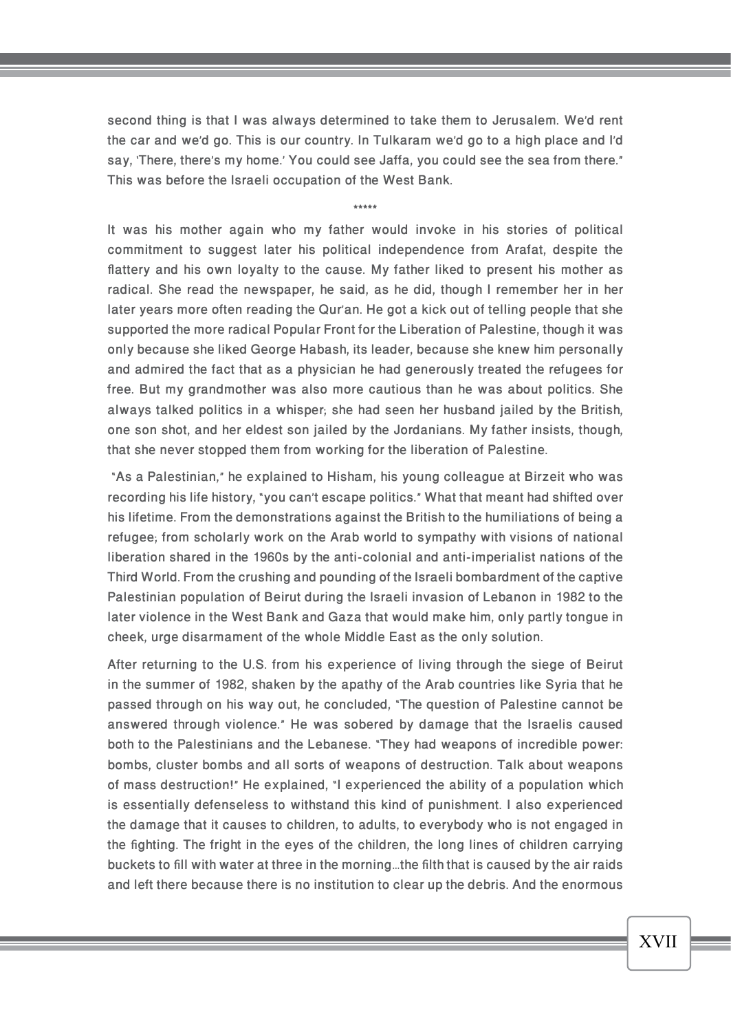second thing is that I was always determined to take them to Jerusalem. We'd rent the car and we'd go. This is our country. In Tulkaram we'd go to a high place and I'd say, 'There, there's my home.' You could see Jaffa, you could see the sea from there." This was before the Israeli occupation of the West Bank.

*****

It was his mother again who my father would invoke in his stories of political commitment to suggest later his political independence from Arafat, despite the flattery and his own loyalty to the cause. My father liked to present his mother as radical. She read the newspaper, he said, as he did, though I remember her in her later years more often reading the Qur'an. He got a kick out of telling people that she supported the more radical Popular Front for the Liberation of Palestine, though it was only because she liked George Habash, its leader, because she knew him personally and admired the fact that as a physician he had generously treated the refugees for free. But my grandmother was also more cautious than he was about politics. She always talked politics in a whisper; she had seen her husband jailed by the British, one son shot, and her eldest son jailed by the Jordanians. My father insists, though, that she never stopped them from working for the liberation of Palestine.

"As a Palestinian," he explained to Hisham, his young colleague at Birzeit who was recording his life history, "you can't escape politics." What that meant had shifted over his lifetime. From the demonstrations against the British to the humiliations of being a refugee; from scholarly work on the Arab world to sympathy with visions of national liberation shared in the 1960s by the anti-colonial and anti-imperialist nations of the Third World. From the crushing and pounding of the Israeli bombardment of the captive Palestinian population of Beirut during the Israeli invasion of Lebanon in 1982 to the later violence in the West Bank and Gaza that would make him, only partly tongue in cheek, urge disarmament of the whole Middle East as the only solution.

After returning to the U.S. from his experience of living through the siege of Beirut in the summer of 1982, shaken by the apathy of the Arab countries like Syria that he passed through on his way out, he concluded, "The question of Palestine cannot be answered through violence." He was sobered by damage that the Israelis caused both to the Palestinians and the Lebanese. "They had weapons of incredible power: bombs, cluster bombs and all sorts of weapons of destruction. Talk about weapons of mass destruction!" He explained, "I experienced the ability of a population which is essentially defenseless to withstand this kind of punishment. I also experienced the damage that it causes to children, to adults, to everybody who is not engaged in the fighting. The fright in the eyes of the children, the long lines of children carrying buckets to fill with water at three in the morning…the filth that is caused by the air raids and left there because there is no institution to clear up the debris. And the enormous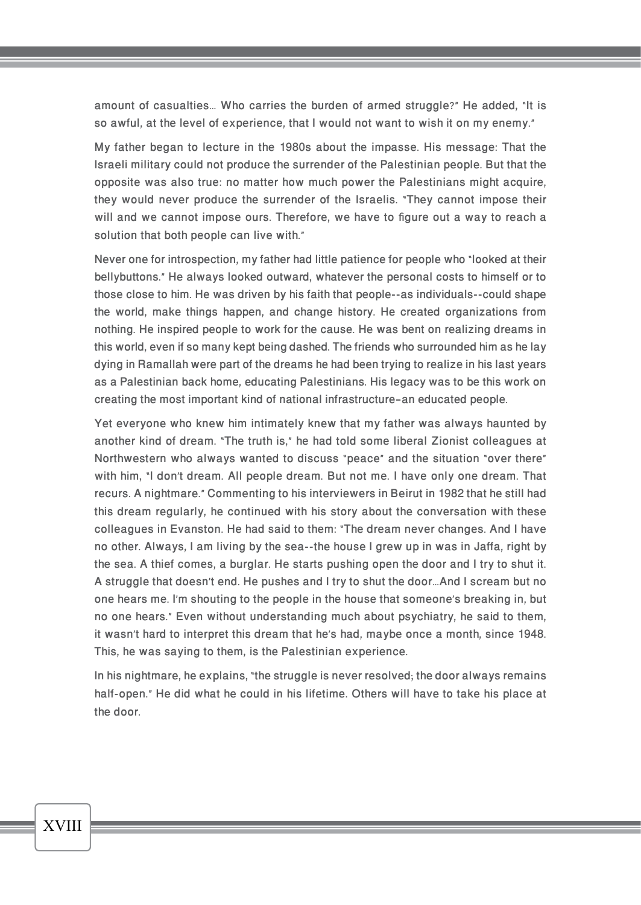amount of casualties… Who carries the burden of armed struggle?" He added, "It is so awful, at the level of experience, that I would not want to wish it on my enemy."

My father began to lecture in the 1980s about the impasse. His message: That the Israeli military could not produce the surrender of the Palestinian people. But that the opposite was also true: no matter how much power the Palestinians might acquire, they would never produce the surrender of the Israelis. "They cannot impose their will and we cannot impose ours. Therefore, we have to figure out a way to reach a solution that both people can live with."

Never one for introspection, my father had little patience for people who "looked at their bellybuttons." He always looked outward, whatever the personal costs to himself or to those close to him. He was driven by his faith that people--as individuals--could shape the world, make things happen, and change history. He created organizations from nothing. He inspired people to work for the cause. He was bent on realizing dreams in this world, even if so many kept being dashed. The friends who surrounded him as he lay dying in Ramallah were part of the dreams he had been trying to realize in his last years as a Palestinian back home, educating Palestinians. His legacy was to be this work on creating the most important kind of national infrastructure–an educated people.

Yet everyone who knew him intimately knew that my father was always haunted by another kind of dream. "The truth is," he had told some liberal Zionist colleagues at Northwestern who always wanted to discuss "peace" and the situation "over there" with him, "I don't dream. All people dream. But not me. I have only one dream. That recurs. A nightmare." Commenting to his interviewers in Beirut in 1982 that he still had this dream regularly, he continued with his story about the conversation with these colleagues in Evanston. He had said to them: "The dream never changes. And I have no other. Always, I am living by the sea--the house I grew up in was in Jaffa, right by the sea. A thief comes, a burglar. He starts pushing open the door and I try to shut it. A struggle that doesn't end. He pushes and I try to shut the door…And I scream but no one hears me. I'm shouting to the people in the house that someone's breaking in, but no one hears." Even without understanding much about psychiatry, he said to them, it wasn't hard to interpret this dream that he's had, maybe once a month, since 1948. This, he was saying to them, is the Palestinian experience.

In his nightmare, he explains, "the struggle is never resolved; the door always remains half-open." He did what he could in his lifetime. Others will have to take his place at the door.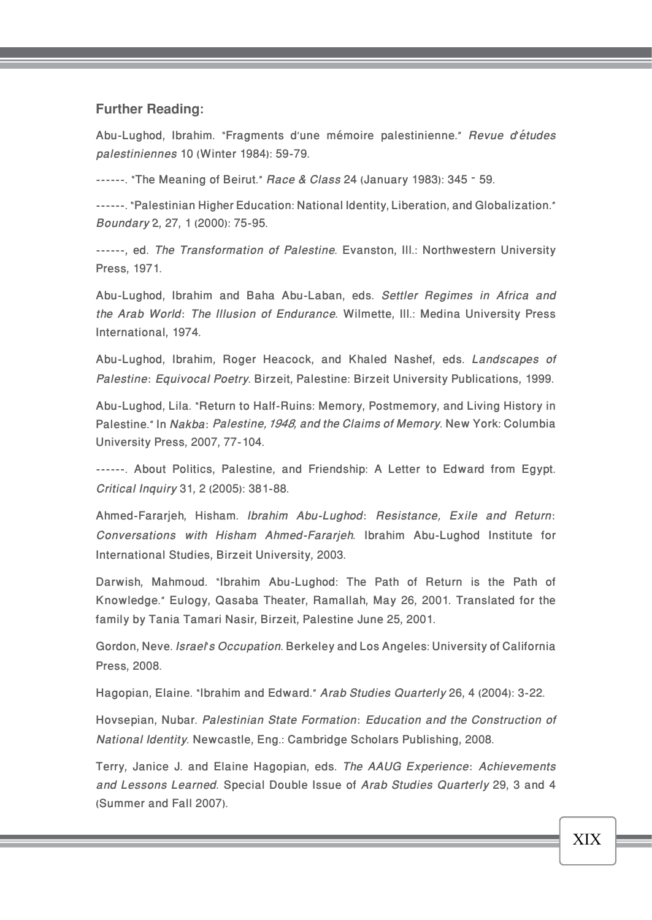### Further Reading:

Abu-Lughod, Ibrahim. "Fragments d'une mémoire palestinienne." *Revue d'études palestiniennes* 10 (Winter 1984): 59-79.

------. "The Meaning of Beirut." *Race & Class* 24 (January 1983): 345 - 59.

------. "Palestinian Higher Education: National Identity, Liberation, and Globalization." *Boundary* 2, 27, 1 (2000): 75-95.

------, ed. *The Transformation of Palestine*. Evanston, Ill.: Northwestern University Press, 1971.

Abu-Lughod, Ibrahim and Baha Abu-Laban, eds. *Settler Regimes in Africa and the Arab World: The Illusion of Endurance*. Wilmette, Ill.: Medina University Press International, 1974.

Abu-Lughod, Ibrahim, Roger Heacock, and Khaled Nashef, eds. *Landscapes of Palestine: Equivocal Poetry*. Birzeit, Palestine: Birzeit University Publications, 1999.

Abu-Lughod, Lila. "Return to Half-Ruins: Memory, Postmemory, and Living History in Palestine." In *Nakba: Palestine, 1948, and the Claims of Memory*. New York: Columbia University Press, 2007, 77-104.

------. About Politics, Palestine, and Friendship: A Letter to Edward from Egypt. *Critical Inquiry* 31, 2 (2005): 381-88.

Ahmed-Fararjeh, Hisham. *Ibrahim Abu-Lughod: Resistance, Exile and Return: Conversations with Hisham Ahmed-Fararjeh*. Ibrahim Abu-Lughod Institute for International Studies, Birzeit University, 2003.

Darwish, Mahmoud. "Ibrahim Abu-Lughod: The Path of Return is the Path of Knowledge." Eulogy, Qasaba Theater, Ramallah, May 26, 2001. Translated for the family by Tania Tamari Nasir, Birzeit, Palestine June 25, 2001.

Gordon, Neve. *Israel's Occupation*. Berkeley and Los Angeles: University of California Press, 2008.

Hagopian, Elaine. "Ibrahim and Edward." *Arab Studies Quarterly* 26, 4 (2004): 3-22.

Hovsepian, Nubar. *Palestinian State Formation: Education and the Construction of National Identity*. Newcastle, Eng.: Cambridge Scholars Publishing, 2008.

Terry, Janice J. and Elaine Hagopian, eds. *The AAUG Experience: Achievements and Lessons Learned*. Special Double Issue of *Arab Studies Quarterly* 29, 3 and 4 (Summer and Fall 2007).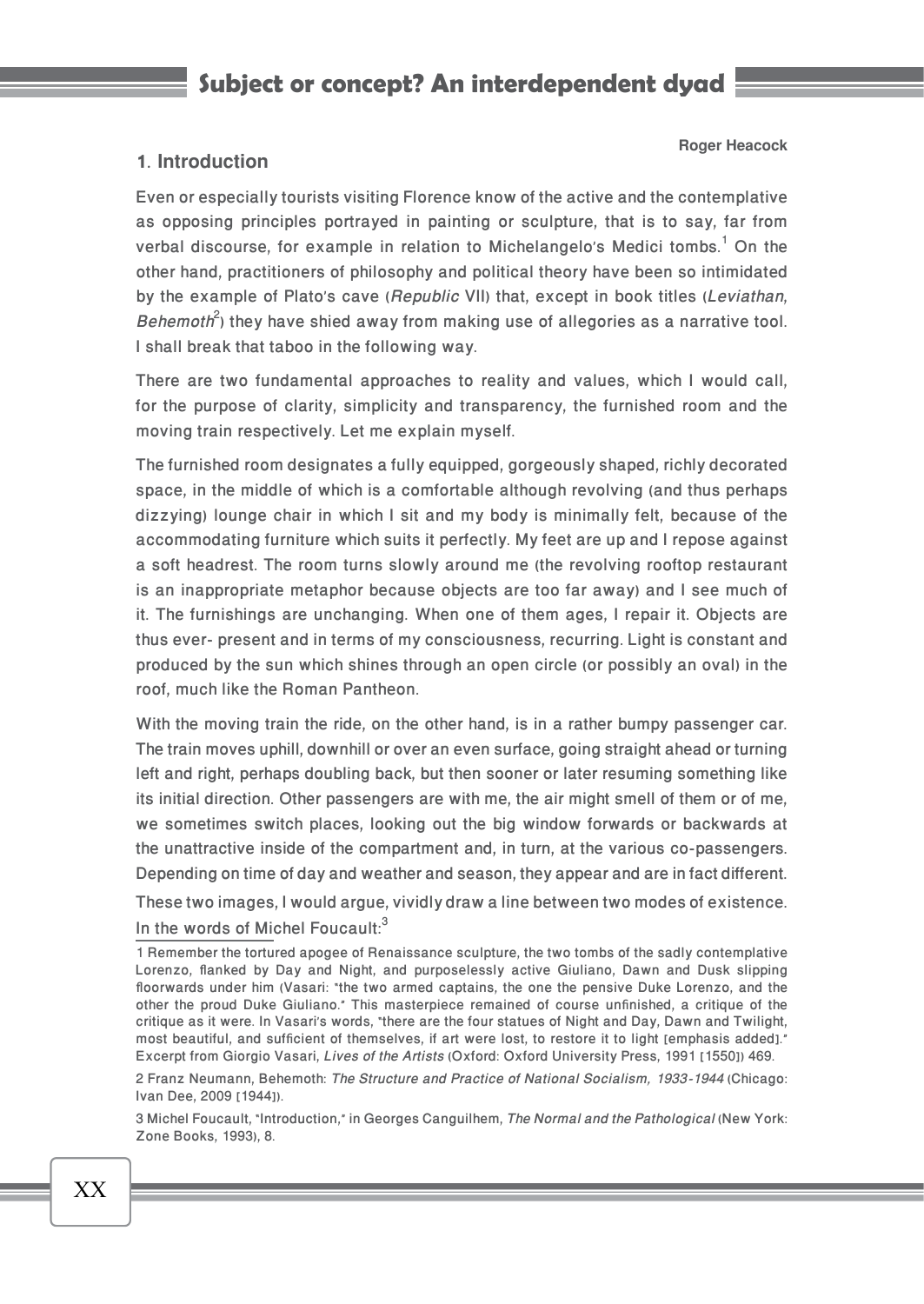# Subject or concept? An interdependent dyad

Roger Heacock

## 1. Introduction

Even or especially tourists visiting Florence know of the active and the contemplative as opposing principles portrayed in painting or sculpture, that is to say, far from verbal discourse, for example in relation to Michelangelo's Medici tombs.[1] On the other hand, practitioners of philosophy and political theory have been so intimidated by the example of Plato's cave (*Republic* VII) that, except in book titles (*Leviathan*, *Behemoth*[2]) they have shied away from making use of allegories as a narrative tool. I shall break that taboo in the following way.

There are two fundamental approaches to reality and values, which I would call, for the purpose of clarity, simplicity and transparency, the furnished room and the moving train respectively. Let me explain myself.

The furnished room designates a fully equipped, gorgeously shaped, richly decorated space, in the middle of which is a comfortable although revolving (and thus perhaps dizzying) lounge chair in which I sit and my body is minimally felt, because of the accommodating furniture which suits it perfectly. My feet are up and I repose against a soft headrest. The room turns slowly around me (the revolving rooftop restaurant is an inappropriate metaphor because objects are too far away) and I see much of it. The furnishings are unchanging. When one of them ages, I repair it. Objects are thus ever- present and in terms of my consciousness, recurring. Light is constant and produced by the sun which shines through an open circle (or possibly an oval) in the roof, much like the Roman Pantheon.

With the moving train the ride, on the other hand, is in a rather bumpy passenger car. The train moves uphill, downhill or over an even surface, going straight ahead or turning left and right, perhaps doubling back, but then sooner or later resuming something like its initial direction. Other passengers are with me, the air might smell of them or of me, we sometimes switch places, looking out the big window forwards or backwards at the unattractive inside of the compartment and, in turn, at the various co-passengers. Depending on time of day and weather and season, they appear and are in fact different.

These two images, I would argue, vividly draw a line between two modes of existence. In the words of Michel Foucault:[3]

---

1 Remember the tortured apogee of Renaissance sculpture, the two tombs of the sadly contemplative Lorenzo, flanked by Day and Night, and purposelessly active Giuliano, Dawn and Dusk slipping floorwards under him (Vasari: "the two armed captains, the one the pensive Duke Lorenzo, and the other the proud Duke Giuliano." This masterpiece remained of course unfinished, a critique of the critique as it were. In Vasari's words, "there are the four statues of Night and Day, Dawn and Twilight, most beautiful, and sufficient of themselves, if art were lost, to restore it to light [emphasis added]." Excerpt from Giorgio Vasari, *Lives of the Artists* (Oxford: Oxford University Press, 1991 [1550]) 469.

2 Franz Neumann, Behemoth: *The Structure and Practice of National Socialism, 1933-1944* (Chicago: Ivan Dee, 2009 [1944]).

3 Michel Foucault, "Introduction," in Georges Canguilhem, *The Normal and the Pathological* (New York: Zone Books, 1993), 8.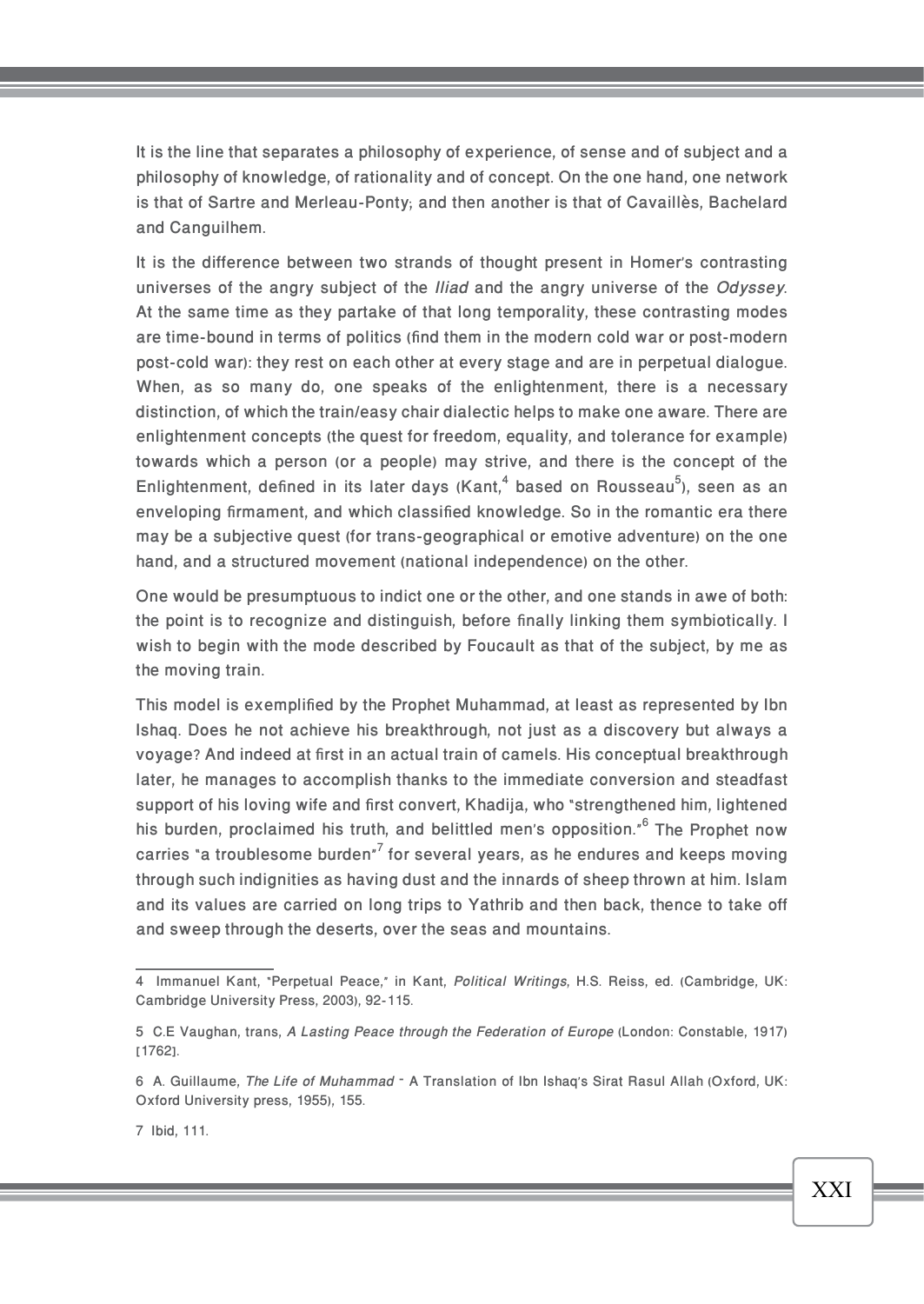It is the line that separates a philosophy of experience, of sense and of subject and a philosophy of knowledge, of rationality and of concept. On the one hand, one network is that of Sartre and Merleau-Ponty; and then another is that of Cavaillès, Bachelard and Canguilhem.

It is the difference between two strands of thought present in Homer's contrasting universes of the angry subject of the *Iliad* and the angry universe of the *Odyssey*. At the same time as they partake of that long temporality, these contrasting modes are time-bound in terms of politics (find them in the modern cold war or post-modern post-cold war): they rest on each other at every stage and are in perpetual dialogue. When, as so many do, one speaks of the enlightenment, there is a necessary distinction, of which the train/easy chair dialectic helps to make one aware. There are enlightenment concepts (the quest for freedom, equality, and tolerance for example) towards which a person (or a people) may strive, and there is the concept of the Enlightenment, defined in its later days (Kant,[4] based on Rousseau[5]), seen as an enveloping firmament, and which classified knowledge. So in the romantic era there may be a subjective quest (for trans-geographical or emotive adventure) on the one hand, and a structured movement (national independence) on the other.

One would be presumptuous to indict one or the other, and one stands in awe of both: the point is to recognize and distinguish, before finally linking them symbiotically. I wish to begin with the mode described by Foucault as that of the subject, by me as the moving train.

This model is exemplified by the Prophet Muhammad, at least as represented by Ibn Ishaq. Does he not achieve his breakthrough, not just as a discovery but always a voyage? And indeed at first in an actual train of camels. His conceptual breakthrough later, he manages to accomplish thanks to the immediate conversion and steadfast support of his loving wife and first convert, Khadija, who "strengthened him, lightened his burden, proclaimed his truth, and belittled men's opposition."[6] The Prophet now carries "a troublesome burden"[7] for several years, as he endures and keeps moving through such indignities as having dust and the innards of sheep thrown at him. Islam and its values are carried on long trips to Yathrib and then back, thence to take off and sweep through the deserts, over the seas and mountains.

---

4 Immanuel Kant, "Perpetual Peace," in Kant, *Political Writings*, H.S. Reiss, ed. (Cambridge, UK: Cambridge University Press, 2003), 92-115.

5 C.E Vaughan, trans, *A Lasting Peace through the Federation of Europe* (London: Constable, 1917) [1762].

6 A. Guillaume, *The Life of Muhammad* - A Translation of Ibn Ishaq's Sirat Rasul Allah (Oxford, UK: Oxford University press, 1955), 155.

7 Ibid, 111.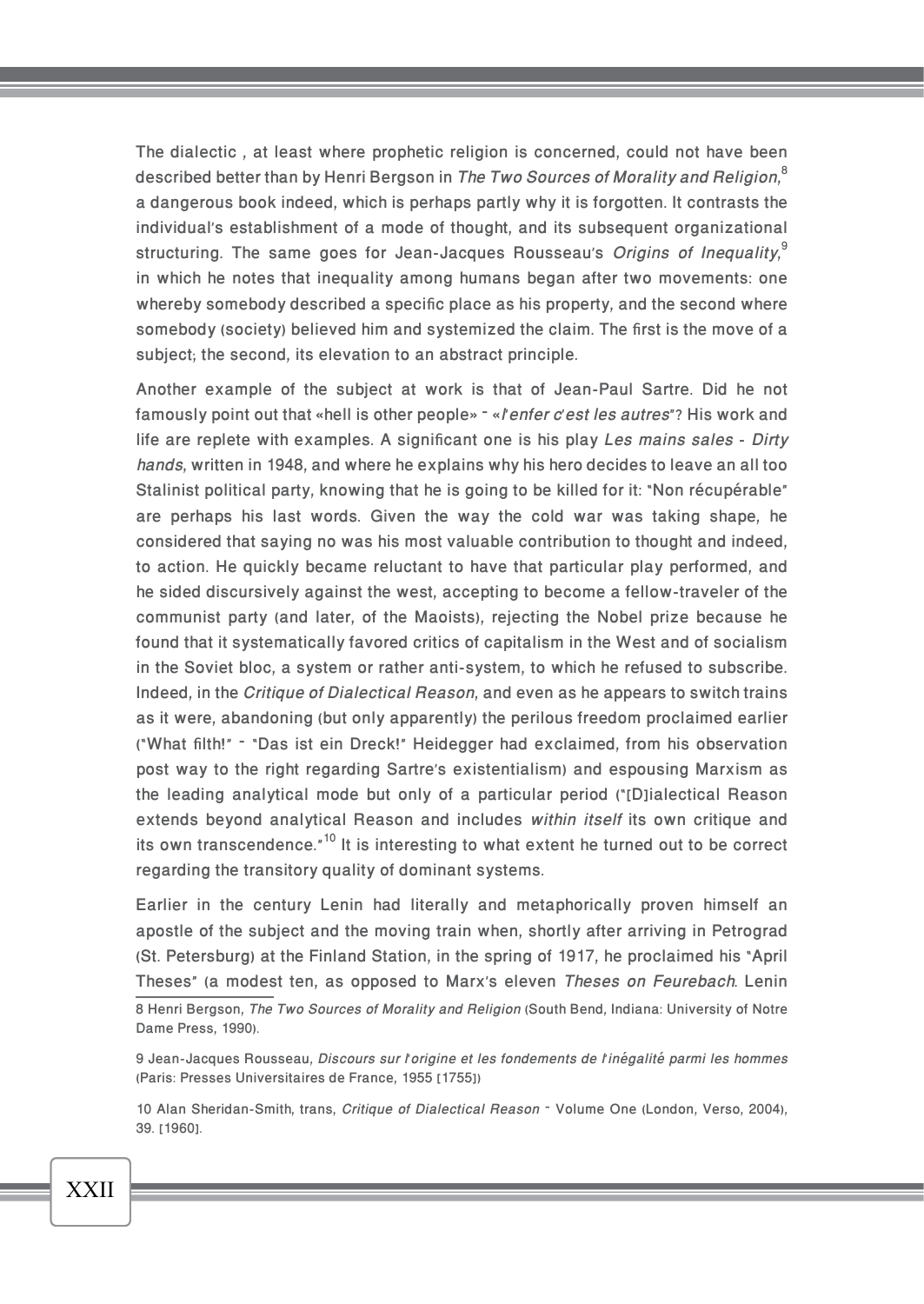The dialectic , at least where prophetic religion is concerned, could not have been described better than by Henri Bergson in *The Two Sources of Morality and Religion*,[8] a dangerous book indeed, which is perhaps partly why it is forgotten. It contrasts the individual's establishment of a mode of thought, and its subsequent organizational structuring. The same goes for Jean-Jacques Rousseau's *Origins of Inequality*,[9] in which he notes that inequality among humans began after two movements: one whereby somebody described a specific place as his property, and the second where somebody (society) believed him and systemized the claim. The first is the move of a subject; the second, its elevation to an abstract principle.

Another example of the subject at work is that of Jean-Paul Sartre. Did he not famously point out that «hell is other people» – «*l'enfer c'est les autres*"? His work and life are replete with examples. A significant one is his play *Les mains sales* - *Dirty hands*, written in 1948, and where he explains why his hero decides to leave an all too Stalinist political party, knowing that he is going to be killed for it: "Non récupérable" are perhaps his last words. Given the way the cold war was taking shape, he considered that saying no was his most valuable contribution to thought and indeed, to action. He quickly became reluctant to have that particular play performed, and he sided discursively against the west, accepting to become a fellow-traveler of the communist party (and later, of the Maoists), rejecting the Nobel prize because he found that it systematically favored critics of capitalism in the West and of socialism in the Soviet bloc, a system or rather anti-system, to which he refused to subscribe. Indeed, in the *Critique of Dialectical Reason*, and even as he appears to switch trains as it were, abandoning (but only apparently) the perilous freedom proclaimed earlier ("What filth!" – "Das ist ein Dreck!" Heidegger had exclaimed, from his observation post way to the right regarding Sartre's existentialism) and espousing Marxism as the leading analytical mode but only of a particular period ("[D]ialectical Reason extends beyond analytical Reason and includes *within itself* its own critique and its own transcendence."[10] It is interesting to what extent he turned out to be correct regarding the transitory quality of dominant systems.

Earlier in the century Lenin had literally and metaphorically proven himself an apostle of the subject and the moving train when, shortly after arriving in Petrograd (St. Petersburg) at the Finland Station, in the spring of 1917, he proclaimed his "April Theses" (a modest ten, as opposed to Marx's eleven *Theses on Feurebach*. Lenin

8 Henri Bergson, *The Two Sources of Morality and Religion* (South Bend, Indiana: University of Notre Dame Press, 1990).

9 Jean-Jacques Rousseau, *Discours sur l'origine et les fondements de l'inégalité parmi les hommes* (Paris: Presses Universitaires de France, 1955 [1755])

10 Alan Sheridan-Smith, trans, *Critique of Dialectical Reason* – Volume One (London, Verso, 2004), 39. [1960].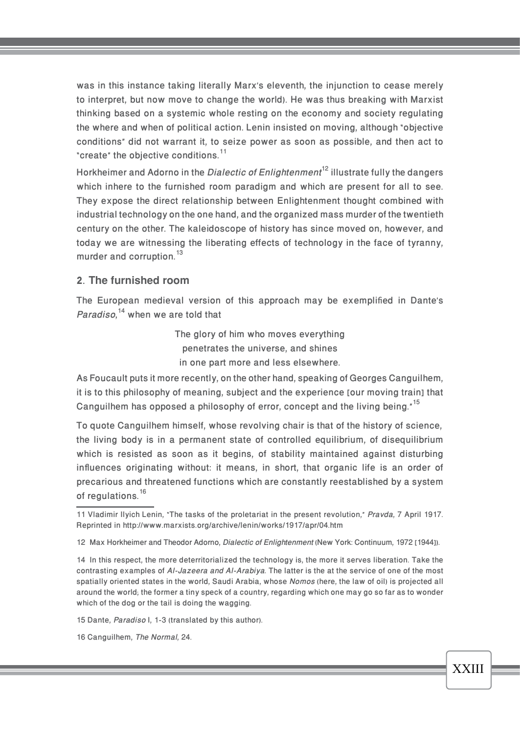was in this instance taking literally Marx's eleventh, the injunction to cease merely to interpret, but now move to change the world). He was thus breaking with Marxist thinking based on a systemic whole resting on the economy and society regulating the where and when of political action. Lenin insisted on moving, although "objective conditions" did not warrant it, to seize power as soon as possible, and then act to "create" the objective conditions.[11]

Horkheimer and Adorno in the *Dialectic of Enlightenment*[12] illustrate fully the dangers which inhere to the furnished room paradigm and which are present for all to see. They expose the direct relationship between Enlightenment thought combined with industrial technology on the one hand, and the organized mass murder of the twentieth century on the other. The kaleidoscope of history has since moved on, however, and today we are witnessing the liberating effects of technology in the face of tyranny, murder and corruption.[13]

## 2. The furnished room

The European medieval version of this approach may be exemplified in Dante's *Paradiso*,[14] when we are told that

> The glory of him who moves everything
> penetrates the universe, and shines
> in one part more and less elsewhere.

As Foucault puts it more recently, on the other hand, speaking of Georges Canguilhem, it is to this philosophy of meaning, subject and the experience [our moving train] that Canguilhem has opposed a philosophy of error, concept and the living being."[15]

To quote Canguilhem himself, whose revolving chair is that of the history of science, the living body is in a permanent state of controlled equilibrium, of disequilibrium which is resisted as soon as it begins, of stability maintained against disturbing influences originating without: it means, in short, that organic life is an order of precarious and threatened functions which are constantly reestablished by a system of regulations.[16]

---

11 Vladimir Ilyich Lenin, "The tasks of the proletariat in the present revolution," *Pravda*, 7 April 1917. Reprinted in http://www.marxists.org/archive/lenin/works/1917/apr/04.htm

12 Max Horkheimer and Theodor Adorno, *Dialectic of Enlightenment* (New York: Continuum, 1972 [1944]).

14 In this respect, the more deterritorialized the technology is, the more it serves liberation. Take the contrasting examples of *Al-Jazeera and Al-Arabiya*. The latter is the at the service of one of the most spatially oriented states in the world, Saudi Arabia, whose *Nomos* (here, the law of oil) is projected all around the world; the former a tiny speck of a country, regarding which one may go so far as to wonder which of the dog or the tail is doing the wagging.

15 Dante, *Paradiso* I, 1-3 (translated by this author).

16 Canguilhem, *The Normal*, 24.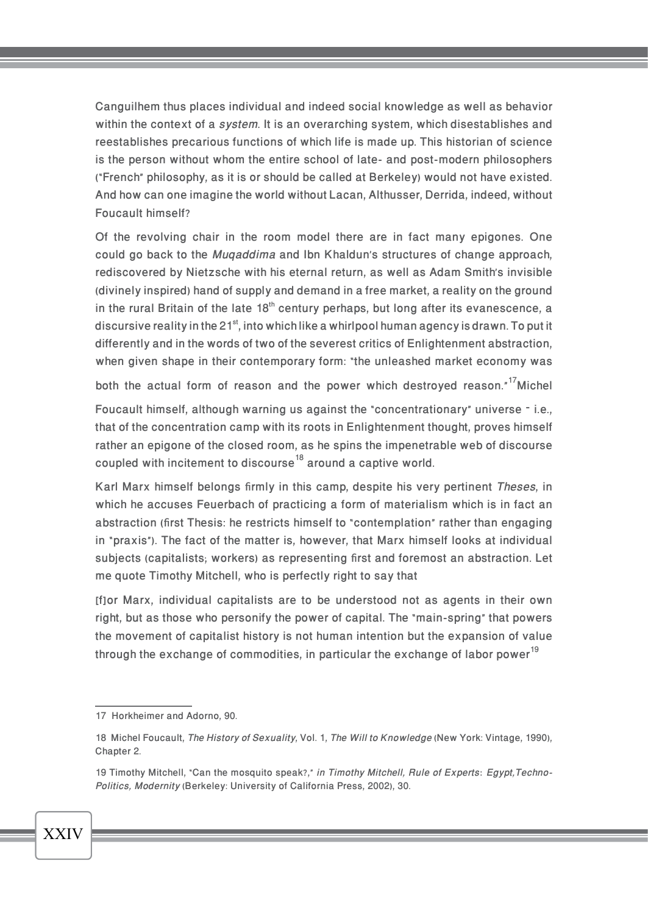Canguilhem thus places individual and indeed social knowledge as well as behavior within the context of a *system*. It is an overarching system, which disestablishes and reestablishes precarious functions of which life is made up. This historian of science is the person without whom the entire school of late- and post-modern philosophers ("French" philosophy, as it is or should be called at Berkeley) would not have existed. And how can one imagine the world without Lacan, Althusser, Derrida, indeed, without Foucault himself?

Of the revolving chair in the room model there are in fact many epigones. One could go back to the *Muqaddima* and Ibn Khaldun's structures of change approach, rediscovered by Nietzsche with his eternal return, as well as Adam Smith's invisible (divinely inspired) hand of supply and demand in a free market, a reality on the ground in the rural Britain of the late 18th century perhaps, but long after its evanescence, a discursive reality in the 21st, into which like a whirlpool human agency is drawn. To put it differently and in the words of two of the severest critics of Enlightenment abstraction, when given shape in their contemporary form: "the unleashed market economy was both the actual form of reason and the power which destroyed reason."[17] Michel Foucault himself, although warning us against the "concentrationary" universe - i.e., that of the concentration camp with its roots in Enlightenment thought, proves himself rather an epigone of the closed room, as he spins the impenetrable web of discourse coupled with incitement to discourse[18] around a captive world.

Karl Marx himself belongs firmly in this camp, despite his very pertinent *Theses*, in which he accuses Feuerbach of practicing a form of materialism which is in fact an abstraction (first Thesis: he restricts himself to "contemplation" rather than engaging in "praxis"). The fact of the matter is, however, that Marx himself looks at individual subjects (capitalists; workers) as representing first and foremost an abstraction. Let me quote Timothy Mitchell, who is perfectly right to say that

[f]or Marx, individual capitalists are to be understood not as agents in their own right, but as those who personify the power of capital. The "main-spring" that powers the movement of capitalist history is not human intention but the expansion of value through the exchange of commodities, in particular the exchange of labor power[19]

---

17 Horkheimer and Adorno, 90.

18 Michel Foucault, *The History of Sexuality*, Vol. 1, *The Will to Knowledge* (New York: Vintage, 1990), Chapter 2.

19 Timothy Mitchell, "Can the mosquito speak?," *in Timothy Mitchell, Rule of Experts: Egypt,Techno-Politics, Modernity* (Berkeley: University of California Press, 2002), 30.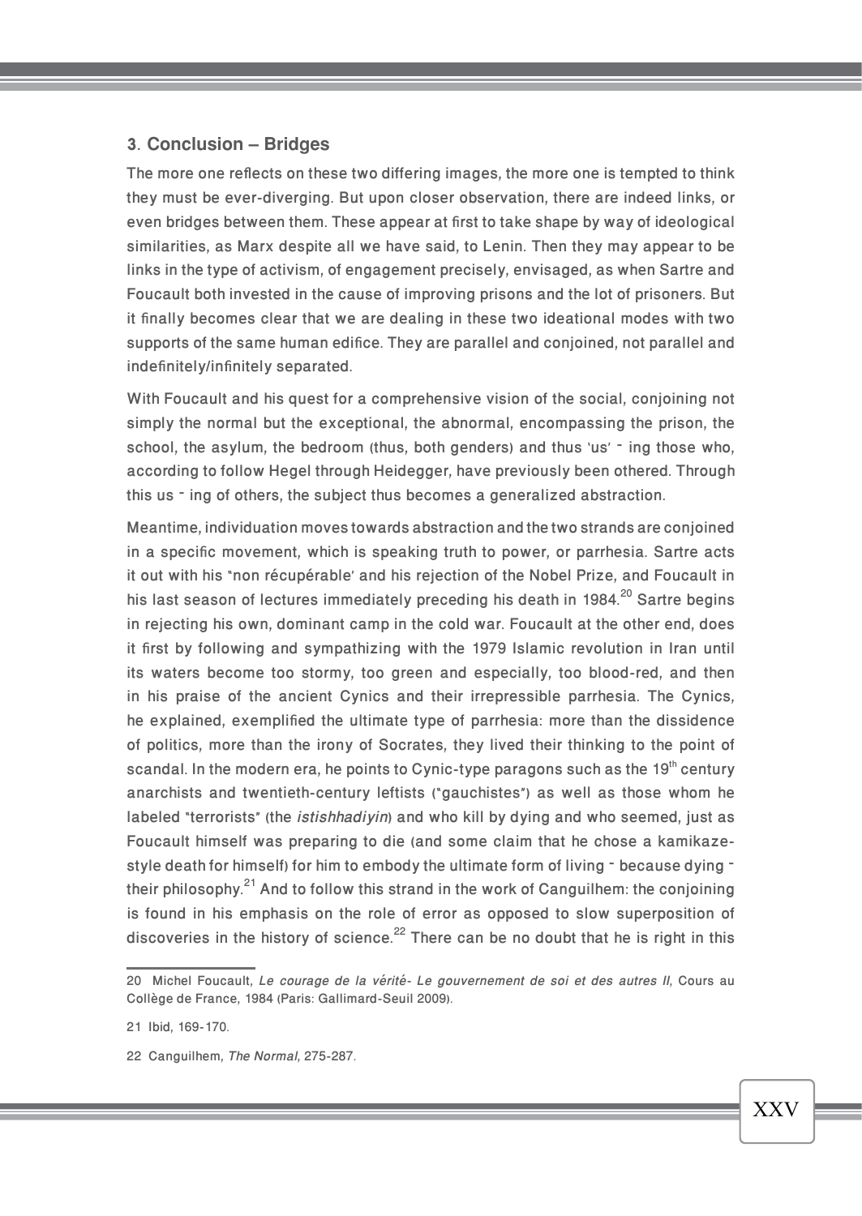### 3. Conclusion – Bridges

The more one reflects on these two differing images, the more one is tempted to think they must be ever-diverging. But upon closer observation, there are indeed links, or even bridges between them. These appear at first to take shape by way of ideological similarities, as Marx despite all we have said, to Lenin. Then they may appear to be links in the type of activism, of engagement precisely, envisaged, as when Sartre and Foucault both invested in the cause of improving prisons and the lot of prisoners. But it finally becomes clear that we are dealing in these two ideational modes with two supports of the same human edifice. They are parallel and conjoined, not parallel and indefinitely/infinitely separated.

With Foucault and his quest for a comprehensive vision of the social, conjoining not simply the normal but the exceptional, the abnormal, encompassing the prison, the school, the asylum, the bedroom (thus, both genders) and thus 'us' ‑ ing those who, according to follow Hegel through Heidegger, have previously been othered. Through this us ‑ ing of others, the subject thus becomes a generalized abstraction.

Meantime, individuation moves towards abstraction and the two strands are conjoined in a specific movement, which is speaking truth to power, or parrhesia. Sartre acts it out with his "non récupérable' and his rejection of the Nobel Prize, and Foucault in his last season of lectures immediately preceding his death in 1984.[20] Sartre begins in rejecting his own, dominant camp in the cold war. Foucault at the other end, does it first by following and sympathizing with the 1979 Islamic revolution in Iran until its waters become too stormy, too green and especially, too blood-red, and then in his praise of the ancient Cynics and their irrepressible parrhesia. The Cynics, he explained, exemplified the ultimate type of parrhesia: more than the dissidence of politics, more than the irony of Socrates, they lived their thinking to the point of scandal. In the modern era, he points to Cynic-type paragons such as the 19th century anarchists and twentieth-century leftists ("gauchistes") as well as those whom he labeled "terrorists" (the *istishhadiyin*) and who kill by dying and who seemed, just as Foucault himself was preparing to die (and some claim that he chose a kamikaze-style death for himself) for him to embody the ultimate form of living ‑ because dying ‑ their philosophy.[21] And to follow this strand in the work of Canguilhem: the conjoining is found in his emphasis on the role of error as opposed to slow superposition of discoveries in the history of science.[22] There can be no doubt that he is right in this

---

20 Michel Foucault, *Le courage de la vérité- Le gouvernement de soi et des autres II*, Cours au Collège de France, 1984 (Paris: Gallimard-Seuil 2009).

21 Ibid, 169-170.

22 Canguilhem, *The Normal*, 275-287.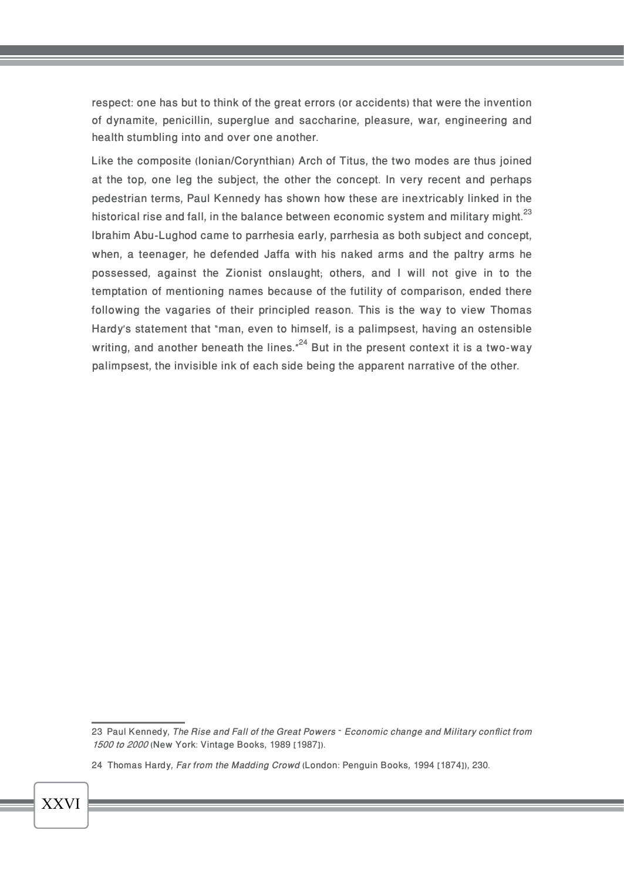respect: one has but to think of the great errors (or accidents) that were the invention of dynamite, penicillin, superglue and saccharine, pleasure, war, engineering and health stumbling into and over one another.

Like the composite (Ionian/Corynthian) Arch of Titus, the two modes are thus joined at the top, one leg the subject, the other the concept. In very recent and perhaps pedestrian terms, Paul Kennedy has shown how these are inextricably linked in the historical rise and fall, in the balance between economic system and military might.[23] Ibrahim Abu-Lughod came to parrhesia early, parrhesia as both subject and concept, when, a teenager, he defended Jaffa with his naked arms and the paltry arms he possessed, against the Zionist onslaught; others, and I will not give in to the temptation of mentioning names because of the futility of comparison, ended there following the vagaries of their principled reason. This is the way to view Thomas Hardy's statement that "man, even to himself, is a palimpsest, having an ostensible writing, and another beneath the lines."[24] But in the present context it is a two-way palimpsest, the invisible ink of each side being the apparent narrative of the other.

---

23 Paul Kennedy, *The Rise and Fall of the Great Powers - Economic change and Military conflict from 1500 to 2000* (New York: Vintage Books, 1989 [1987]).

24 Thomas Hardy, *Far from the Madding Crowd* (London: Penguin Books, 1994 [1874]), 230.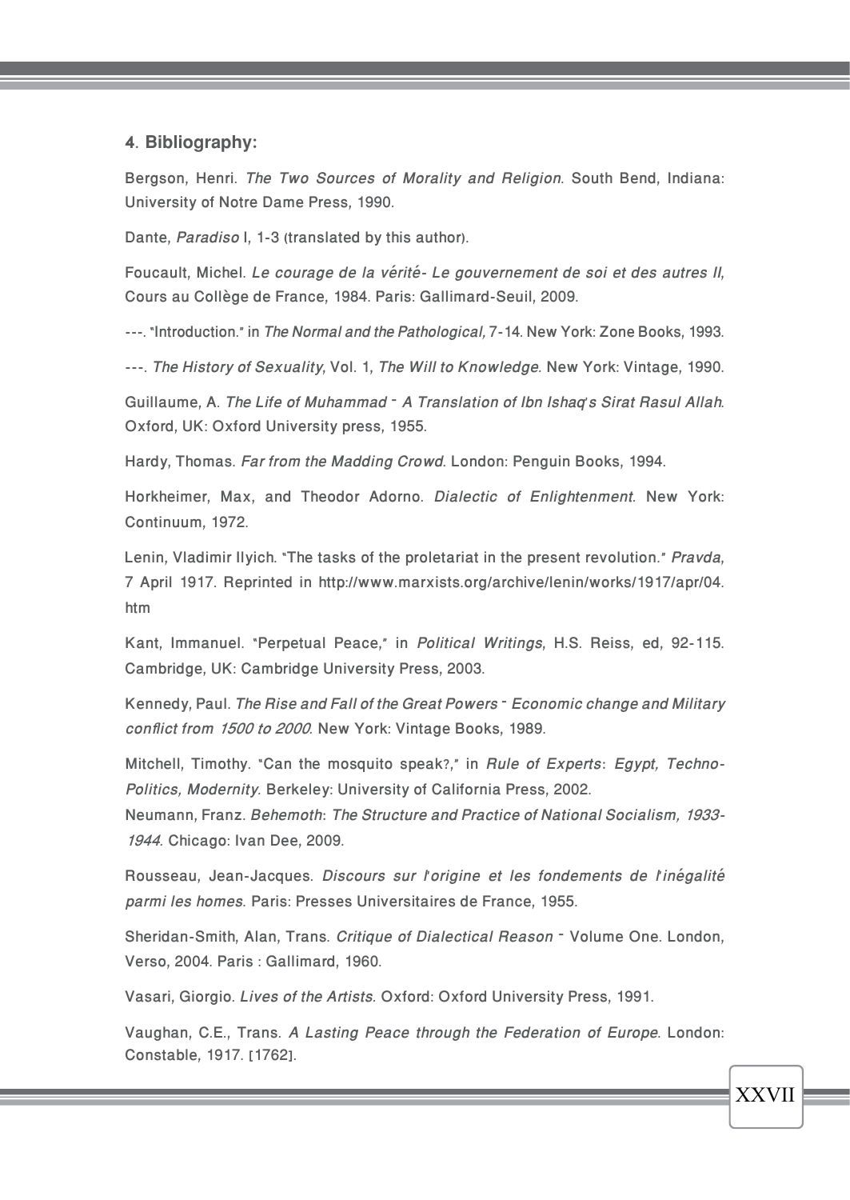### 4. Bibliography:

Bergson, Henri. *The Two Sources of Morality and Religion*. South Bend, Indiana: University of Notre Dame Press, 1990.

Dante, *Paradiso* I, 1-3 (translated by this author).

Foucault, Michel. *Le courage de la vérité- Le gouvernement de soi et des autres II*, Cours au Collège de France, 1984. Paris: Gallimard-Seuil, 2009.

---. "Introduction." in *The Normal and the Pathological,* 7-14. New York: Zone Books, 1993.

---. *The History of Sexuality*, Vol. 1, *The Will to Knowledge.* New York: Vintage, 1990.

Guillaume, A. *The Life of Muhammad - A Translation of Ibn Ishaq's Sirat Rasul Allah*. Oxford, UK: Oxford University press, 1955.

Hardy, Thomas. *Far from the Madding Crowd*. London: Penguin Books, 1994.

Horkheimer, Max, and Theodor Adorno. *Dialectic of Enlightenment*. New York: Continuum, 1972.

Lenin, Vladimir Ilyich. "The tasks of the proletariat in the present revolution." *Pravda*, 7 April 1917. Reprinted in http://www.marxists.org/archive/lenin/works/1917/apr/04.htm

Kant, Immanuel. "Perpetual Peace," in *Political Writings*, H.S. Reiss, ed, 92-115. Cambridge, UK: Cambridge University Press, 2003.

Kennedy, Paul. *The Rise and Fall of the Great Powers - Economic change and Military conflict from 1500 to 2000*. New York: Vintage Books, 1989.

Mitchell, Timothy. "Can the mosquito speak?," in *Rule of Experts*: *Egypt, Techno-Politics, Modernity.* Berkeley: University of California Press, 2002.

Neumann, Franz. *Behemoth*: *The Structure and Practice of National Socialism, 1933-1944.* Chicago: Ivan Dee, 2009.

Rousseau, Jean-Jacques. *Discours sur l'origine et les fondements de l'inégalité parmi les homes*. Paris: Presses Universitaires de France, 1955.

Sheridan-Smith, Alan, Trans. *Critique of Dialectical Reason* - Volume One. London, Verso, 2004. Paris : Gallimard, 1960.

Vasari, Giorgio. *Lives of the Artists.* Oxford: Oxford University Press, 1991.

Vaughan, C.E., Trans. *A Lasting Peace through the Federation of Europe*. London: Constable, 1917. [1762].